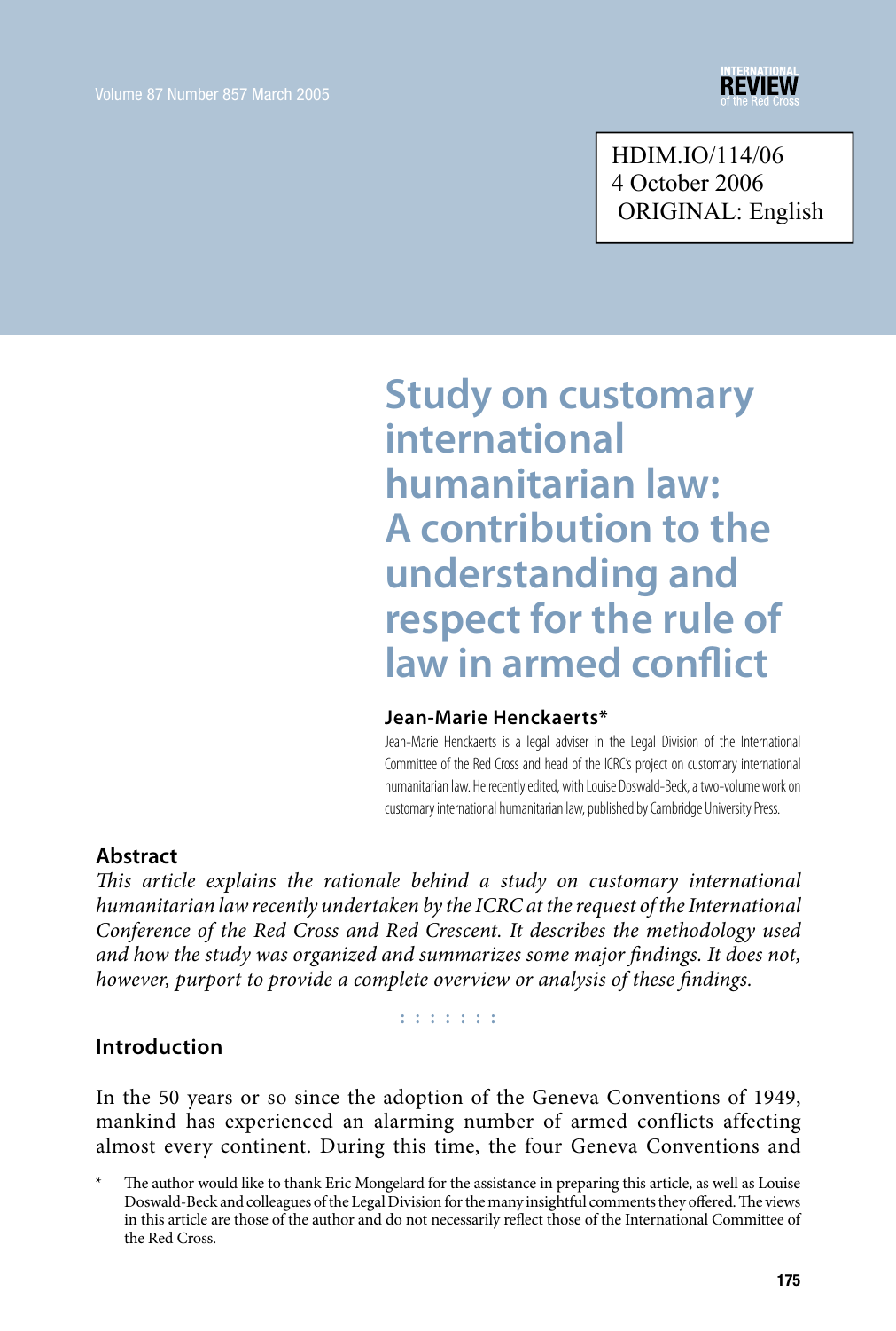HDIM.IO/114/06
4 October 2006
ORIGINAL: English

# Study on customary international humanitarian law: A contribution to the understanding and respect for the rule of law in armed conflict

**Jean-Marie Henckaerts***

Jean-Marie Henckaerts is a legal adviser in the Legal Division of the International Committee of the Red Cross and head of the ICRC's project on customary international humanitarian law. He recently edited, with Louise Doswald-Beck, a two-volume work on customary international humanitarian law, published by Cambridge University Press.

## Abstract

*This article explains the rationale behind a study on customary international humanitarian law recently undertaken by the ICRC at the request of the International Conference of the Red Cross and Red Crescent. It describes the methodology used and how the study was organized and summarizes some major findings. It does not, however, purport to provide a complete overview or analysis of these findings.*

## Introduction

In the 50 years or so since the adoption of the Geneva Conventions of 1949, mankind has experienced an alarming number of armed conflicts affecting almost every continent. During this time, the four Geneva Conventions and

\* The author would like to thank Eric Mongelard for the assistance in preparing this article, as well as Louise Doswald-Beck and colleagues of the Legal Division for the many insightful comments they offered. The views in this article are those of the author and do not necessarily reflect those of the International Committee of the Red Cross.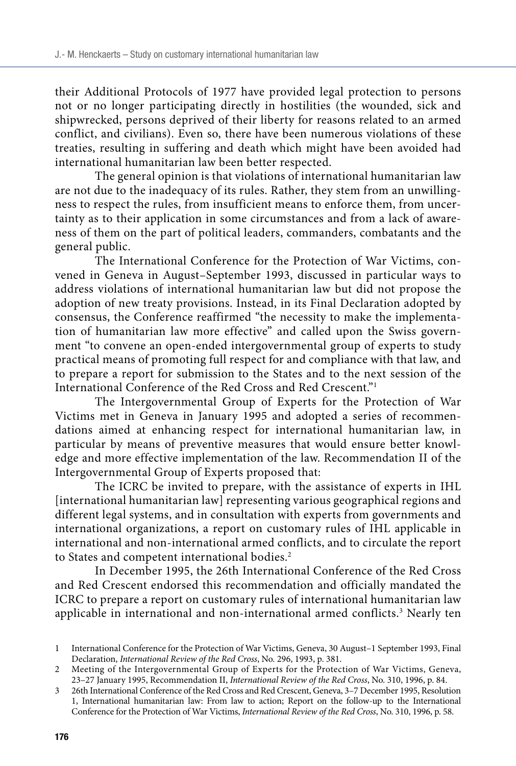their Additional Protocols of 1977 have provided legal protection to persons not or no longer participating directly in hostilities (the wounded, sick and shipwrecked, persons deprived of their liberty for reasons related to an armed conflict, and civilians). Even so, there have been numerous violations of these treaties, resulting in suffering and death which might have been avoided had international humanitarian law been better respected.

The general opinion is that violations of international humanitarian law are not due to the inadequacy of its rules. Rather, they stem from an unwillingness to respect the rules, from insufficient means to enforce them, from uncertainty as to their application in some circumstances and from a lack of awareness of them on the part of political leaders, commanders, combatants and the general public.

The International Conference for the Protection of War Victims, convened in Geneva in August–September 1993, discussed in particular ways to address violations of international humanitarian law but did not propose the adoption of new treaty provisions. Instead, in its Final Declaration adopted by consensus, the Conference reaffirmed "the necessity to make the implementation of humanitarian law more effective" and called upon the Swiss government "to convene an open-ended intergovernmental group of experts to study practical means of promoting full respect for and compliance with that law, and to prepare a report for submission to the States and to the next session of the International Conference of the Red Cross and Red Crescent."[1]

The Intergovernmental Group of Experts for the Protection of War Victims met in Geneva in January 1995 and adopted a series of recommendations aimed at enhancing respect for international humanitarian law, in particular by means of preventive measures that would ensure better knowledge and more effective implementation of the law. Recommendation II of the Intergovernmental Group of Experts proposed that:

> The ICRC be invited to prepare, with the assistance of experts in IHL [international humanitarian law] representing various geographical regions and different legal systems, and in consultation with experts from governments and international organizations, a report on customary rules of IHL applicable in international and non-international armed conflicts, and to circulate the report to States and competent international bodies.[2]

In December 1995, the 26th International Conference of the Red Cross and Red Crescent endorsed this recommendation and officially mandated the ICRC to prepare a report on customary rules of international humanitarian law applicable in international and non-international armed conflicts.[3] Nearly ten

---

1 International Conference for the Protection of War Victims, Geneva, 30 August–1 September 1993, Final Declaration, *International Review of the Red Cross*, No. 296, 1993, p. 381.

2 Meeting of the Intergovernmental Group of Experts for the Protection of War Victims, Geneva, 23–27 January 1995, Recommendation II, *International Review of the Red Cross*, No. 310, 1996, p. 84.

3 26th International Conference of the Red Cross and Red Crescent, Geneva, 3–7 December 1995, Resolution 1, International humanitarian law: From law to action; Report on the follow-up to the International Conference for the Protection of War Victims, *International Review of the Red Cross*, No. 310, 1996, p. 58.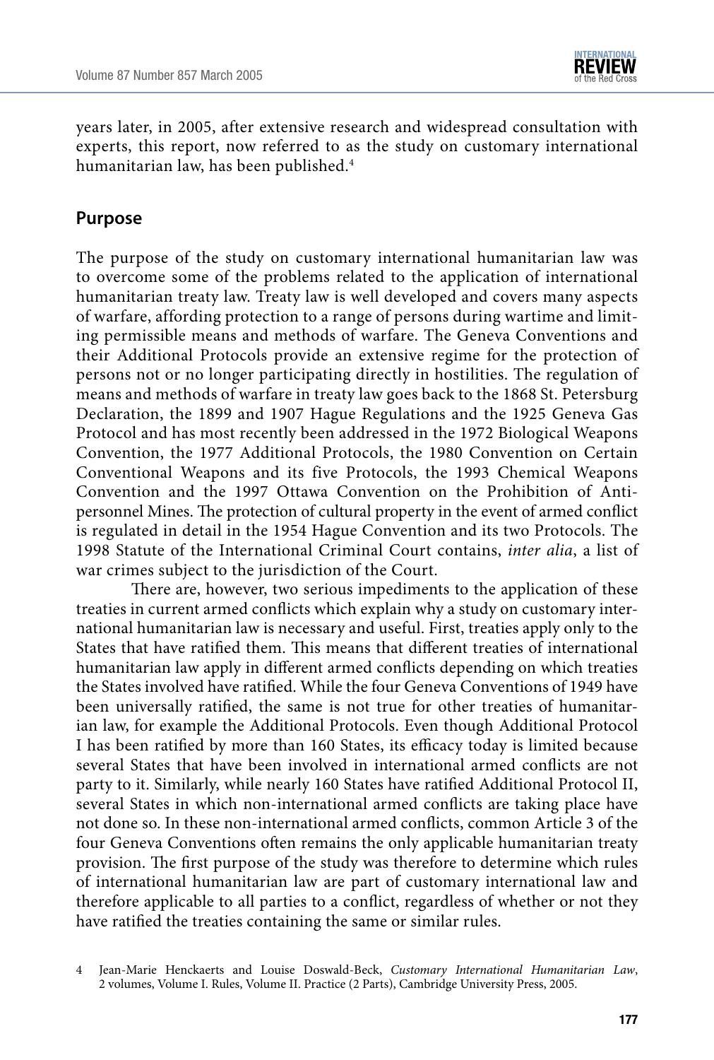years later, in 2005, after extensive research and widespread consultation with experts, this report, now referred to as the study on customary international humanitarian law, has been published.[4]

## Purpose

The purpose of the study on customary international humanitarian law was to overcome some of the problems related to the application of international humanitarian treaty law. Treaty law is well developed and covers many aspects of warfare, affording protection to a range of persons during wartime and limiting permissible means and methods of warfare. The Geneva Conventions and their Additional Protocols provide an extensive regime for the protection of persons not or no longer participating directly in hostilities. The regulation of means and methods of warfare in treaty law goes back to the 1868 St. Petersburg Declaration, the 1899 and 1907 Hague Regulations and the 1925 Geneva Gas Protocol and has most recently been addressed in the 1972 Biological Weapons Convention, the 1977 Additional Protocols, the 1980 Convention on Certain Conventional Weapons and its five Protocols, the 1993 Chemical Weapons Convention and the 1997 Ottawa Convention on the Prohibition of Anti-personnel Mines. The protection of cultural property in the event of armed conflict is regulated in detail in the 1954 Hague Convention and its two Protocols. The 1998 Statute of the International Criminal Court contains, *inter alia*, a list of war crimes subject to the jurisdiction of the Court.

There are, however, two serious impediments to the application of these treaties in current armed conflicts which explain why a study on customary international humanitarian law is necessary and useful. First, treaties apply only to the States that have ratified them. This means that different treaties of international humanitarian law apply in different armed conflicts depending on which treaties the States involved have ratified. While the four Geneva Conventions of 1949 have been universally ratified, the same is not true for other treaties of humanitarian law, for example the Additional Protocols. Even though Additional Protocol I has been ratified by more than 160 States, its efficacy today is limited because several States that have been involved in international armed conflicts are not party to it. Similarly, while nearly 160 States have ratified Additional Protocol II, several States in which non-international armed conflicts are taking place have not done so. In these non-international armed conflicts, common Article 3 of the four Geneva Conventions often remains the only applicable humanitarian treaty provision. The first purpose of the study was therefore to determine which rules of international humanitarian law are part of customary international law and therefore applicable to all parties to a conflict, regardless of whether or not they have ratified the treaties containing the same or similar rules.

4 Jean-Marie Henckaerts and Louise Doswald-Beck, *Customary International Humanitarian Law*, 2 volumes, Volume I. Rules, Volume II. Practice (2 Parts), Cambridge University Press, 2005.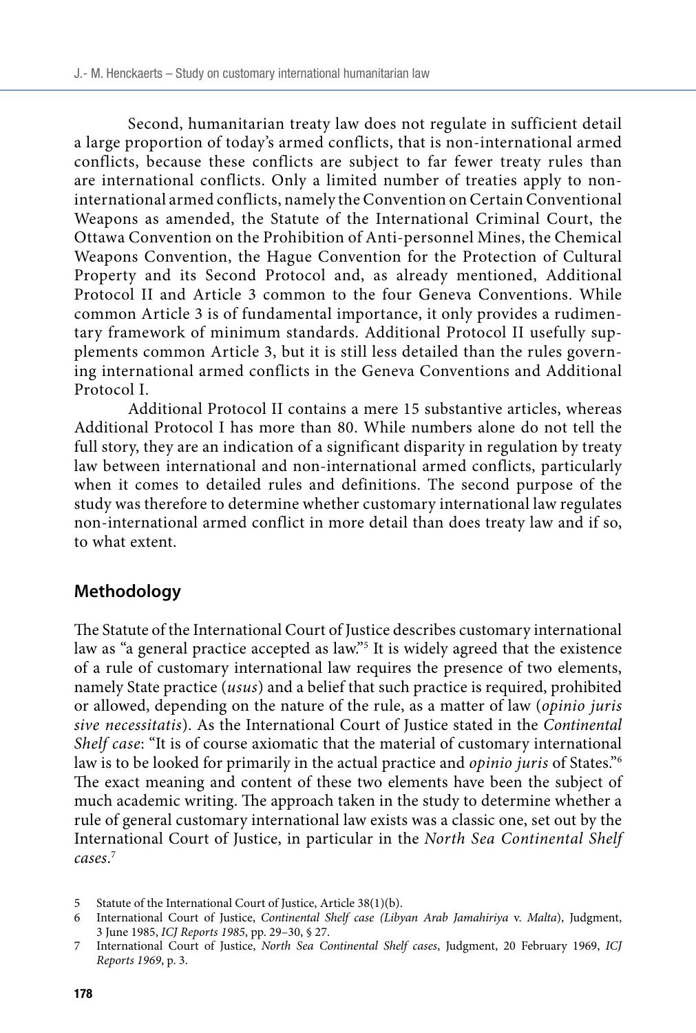Second, humanitarian treaty law does not regulate in sufficient detail a large proportion of today's armed conflicts, that is non-international armed conflicts, because these conflicts are subject to far fewer treaty rules than are international conflicts. Only a limited number of treaties apply to non-international armed conflicts, namely the Convention on Certain Conventional Weapons as amended, the Statute of the International Criminal Court, the Ottawa Convention on the Prohibition of Anti-personnel Mines, the Chemical Weapons Convention, the Hague Convention for the Protection of Cultural Property and its Second Protocol and, as already mentioned, Additional Protocol II and Article 3 common to the four Geneva Conventions. While common Article 3 is of fundamental importance, it only provides a rudimentary framework of minimum standards. Additional Protocol II usefully supplements common Article 3, but it is still less detailed than the rules governing international armed conflicts in the Geneva Conventions and Additional Protocol I.

Additional Protocol II contains a mere 15 substantive articles, whereas Additional Protocol I has more than 80. While numbers alone do not tell the full story, they are an indication of a significant disparity in regulation by treaty law between international and non-international armed conflicts, particularly when it comes to detailed rules and definitions. The second purpose of the study was therefore to determine whether customary international law regulates non-international armed conflict in more detail than does treaty law and if so, to what extent.

## Methodology

The Statute of the International Court of Justice describes customary international law as "a general practice accepted as law."[5] It is widely agreed that the existence of a rule of customary international law requires the presence of two elements, namely State practice (*usus*) and a belief that such practice is required, prohibited or allowed, depending on the nature of the rule, as a matter of law (*opinio juris sive necessitatis*). As the International Court of Justice stated in the *Continental Shelf case*: "It is of course axiomatic that the material of customary international law is to be looked for primarily in the actual practice and *opinio juris* of States."[6] The exact meaning and content of these two elements have been the subject of much academic writing. The approach taken in the study to determine whether a rule of general customary international law exists was a classic one, set out by the International Court of Justice, in particular in the *North Sea Continental Shelf cases*.[7]

5 Statute of the International Court of Justice, Article 38(1)(b).

6 International Court of Justice, *Continental Shelf case (Libyan Arab Jamahiriya* v. *Malta*), Judgment, 3 June 1985, *ICJ Reports 1985*, pp. 29–30, § 27.

7 International Court of Justice, *North Sea Continental Shelf cases*, Judgment, 20 February 1969, *ICJ Reports 1969*, p. 3.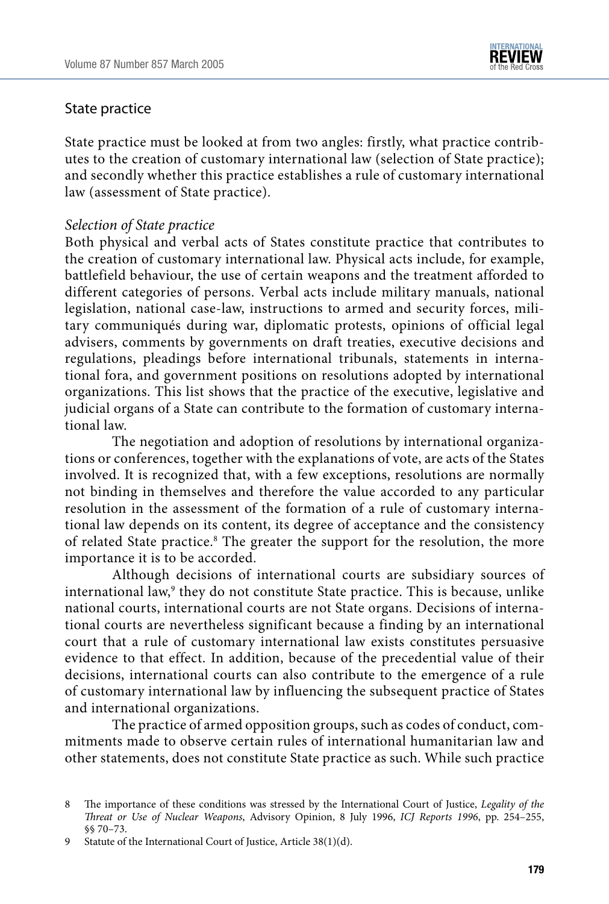## State practice

State practice must be looked at from two angles: firstly, what practice contributes to the creation of customary international law (selection of State practice); and secondly whether this practice establishes a rule of customary international law (assessment of State practice).

### *Selection of State practice*

Both physical and verbal acts of States constitute practice that contributes to the creation of customary international law. Physical acts include, for example, battlefield behaviour, the use of certain weapons and the treatment afforded to different categories of persons. Verbal acts include military manuals, national legislation, national case-law, instructions to armed and security forces, military communiqués during war, diplomatic protests, opinions of official legal advisers, comments by governments on draft treaties, executive decisions and regulations, pleadings before international tribunals, statements in international fora, and government positions on resolutions adopted by international organizations. This list shows that the practice of the executive, legislative and judicial organs of a State can contribute to the formation of customary international law.

The negotiation and adoption of resolutions by international organizations or conferences, together with the explanations of vote, are acts of the States involved. It is recognized that, with a few exceptions, resolutions are normally not binding in themselves and therefore the value accorded to any particular resolution in the assessment of the formation of a rule of customary international law depends on its content, its degree of acceptance and the consistency of related State practice.[8] The greater the support for the resolution, the more importance it is to be accorded.

Although decisions of international courts are subsidiary sources of international law,[9] they do not constitute State practice. This is because, unlike national courts, international courts are not State organs. Decisions of international courts are nevertheless significant because a finding by an international court that a rule of customary international law exists constitutes persuasive evidence to that effect. In addition, because of the precedential value of their decisions, international courts can also contribute to the emergence of a rule of customary international law by influencing the subsequent practice of States and international organizations.

The practice of armed opposition groups, such as codes of conduct, commitments made to observe certain rules of international humanitarian law and other statements, does not constitute State practice as such. While such practice

8 The importance of these conditions was stressed by the International Court of Justice, *Legality of the Threat or Use of Nuclear Weapons*, Advisory Opinion, 8 July 1996, *ICJ Reports 1996*, pp. 254–255, §§ 70–73.

9 Statute of the International Court of Justice, Article 38(1)(d).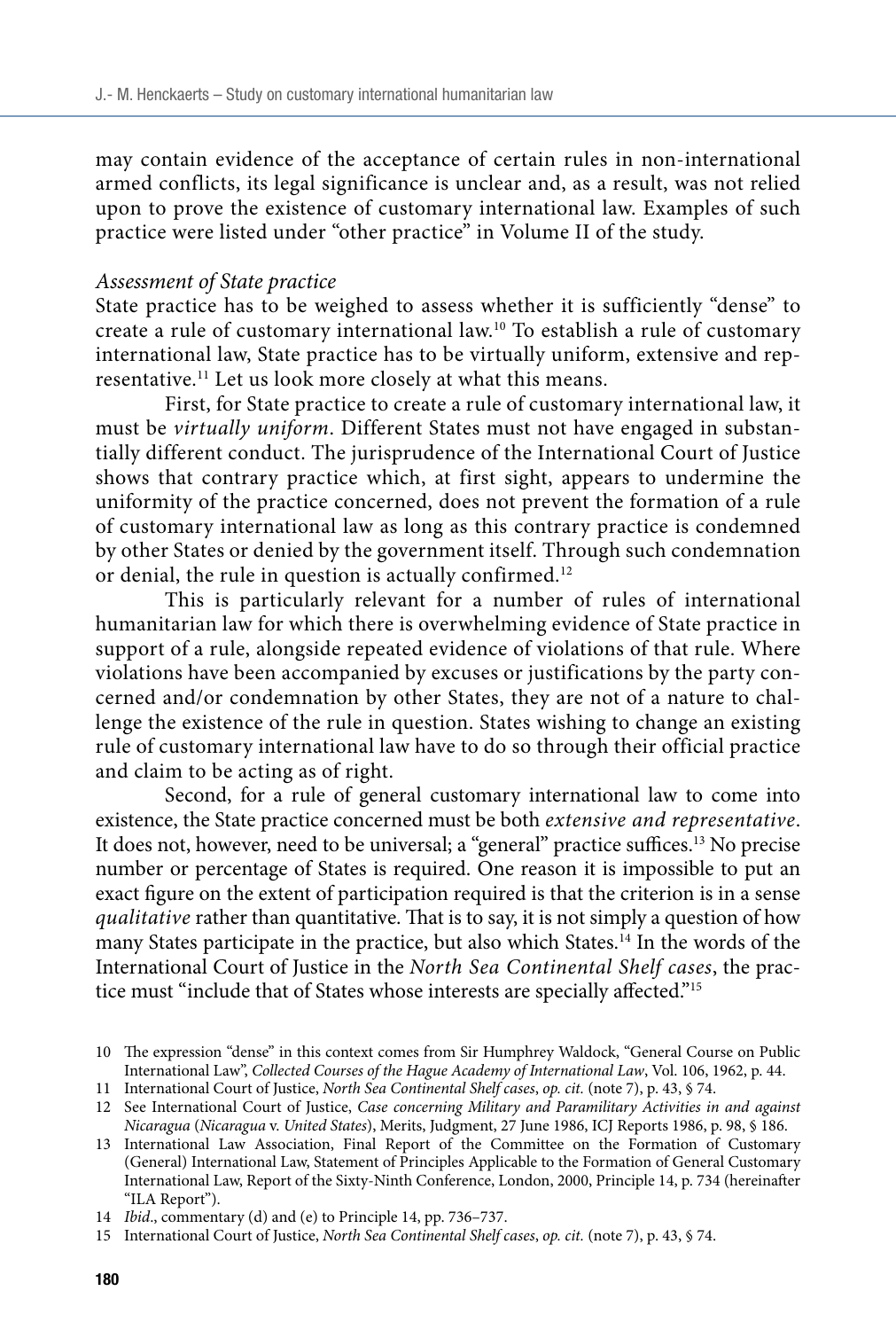may contain evidence of the acceptance of certain rules in non-international armed conflicts, its legal significance is unclear and, as a result, was not relied upon to prove the existence of customary international law. Examples of such practice were listed under "other practice" in Volume II of the study.

*Assessment of State practice*

State practice has to be weighed to assess whether it is sufficiently "dense" to create a rule of customary international law.[10] To establish a rule of customary international law, State practice has to be virtually uniform, extensive and representative.[11] Let us look more closely at what this means.

First, for State practice to create a rule of customary international law, it must be *virtually uniform*. Different States must not have engaged in substantially different conduct. The jurisprudence of the International Court of Justice shows that contrary practice which, at first sight, appears to undermine the uniformity of the practice concerned, does not prevent the formation of a rule of customary international law as long as this contrary practice is condemned by other States or denied by the government itself. Through such condemnation or denial, the rule in question is actually confirmed.[12]

This is particularly relevant for a number of rules of international humanitarian law for which there is overwhelming evidence of State practice in support of a rule, alongside repeated evidence of violations of that rule. Where violations have been accompanied by excuses or justifications by the party concerned and/or condemnation by other States, they are not of a nature to challenge the existence of the rule in question. States wishing to change an existing rule of customary international law have to do so through their official practice and claim to be acting as of right.

Second, for a rule of general customary international law to come into existence, the State practice concerned must be both *extensive and representative*. It does not, however, need to be universal; a "general" practice suffices.[13] No precise number or percentage of States is required. One reason it is impossible to put an exact figure on the extent of participation required is that the criterion is in a sense *qualitative* rather than quantitative. That is to say, it is not simply a question of how many States participate in the practice, but also which States.[14] In the words of the International Court of Justice in the *North Sea Continental Shelf cases*, the practice must "include that of States whose interests are specially affected."[15]

---

10 The expression "dense" in this context comes from Sir Humphrey Waldock, "General Course on Public International Law", *Collected Courses of the Hague Academy of International Law*, Vol. 106, 1962, p. 44.

11 International Court of Justice, *North Sea Continental Shelf cases*, *op. cit.* (note 7), p. 43, § 74.

12 See International Court of Justice, *Case concerning Military and Paramilitary Activities in and against Nicaragua* (*Nicaragua* v. *United States*), Merits, Judgment, 27 June 1986, ICJ Reports 1986, p. 98, § 186.

13 International Law Association, Final Report of the Committee on the Formation of Customary (General) International Law, Statement of Principles Applicable to the Formation of General Customary International Law, Report of the Sixty-Ninth Conference, London, 2000, Principle 14, p. 734 (hereinafter "ILA Report").

14 *Ibid*., commentary (d) and (e) to Principle 14, pp. 736–737.

15 International Court of Justice, *North Sea Continental Shelf cases*, *op. cit.* (note 7), p. 43, § 74.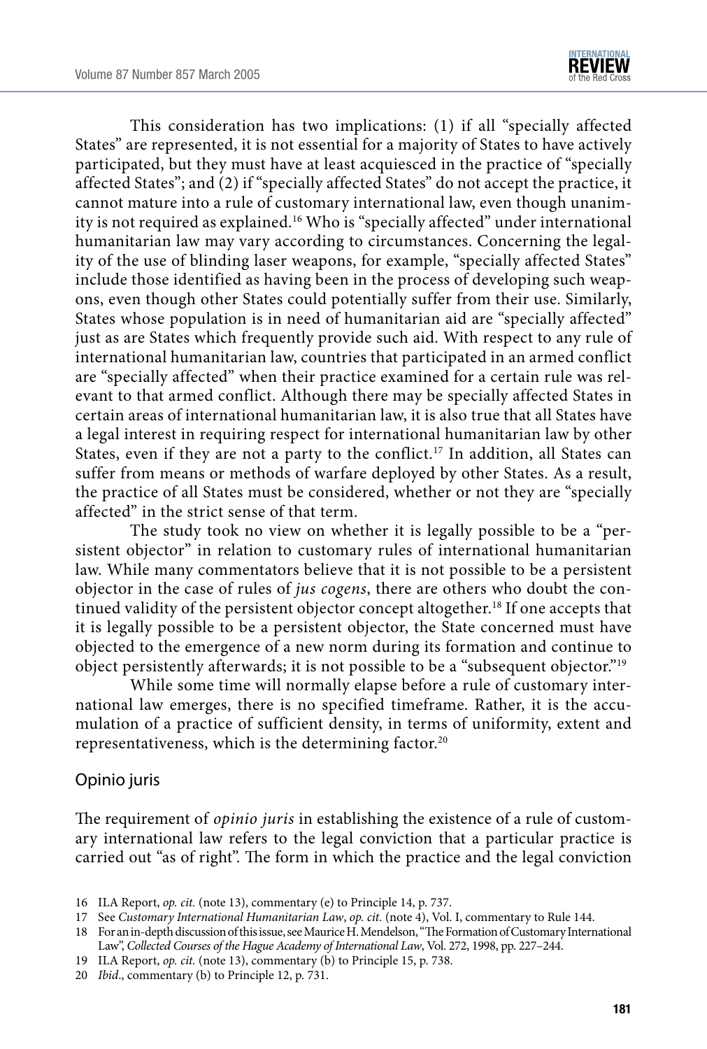This consideration has two implications: (1) if all "specially affected States" are represented, it is not essential for a majority of States to have actively participated, but they must have at least acquiesced in the practice of "specially affected States"; and (2) if "specially affected States" do not accept the practice, it cannot mature into a rule of customary international law, even though unanimity is not required as explained.[16] Who is "specially affected" under international humanitarian law may vary according to circumstances. Concerning the legality of the use of blinding laser weapons, for example, "specially affected States" include those identified as having been in the process of developing such weapons, even though other States could potentially suffer from their use. Similarly, States whose population is in need of humanitarian aid are "specially affected" just as are States which frequently provide such aid. With respect to any rule of international humanitarian law, countries that participated in an armed conflict are "specially affected" when their practice examined for a certain rule was relevant to that armed conflict. Although there may be specially affected States in certain areas of international humanitarian law, it is also true that all States have a legal interest in requiring respect for international humanitarian law by other States, even if they are not a party to the conflict.[17] In addition, all States can suffer from means or methods of warfare deployed by other States. As a result, the practice of all States must be considered, whether or not they are "specially affected" in the strict sense of that term.

The study took no view on whether it is legally possible to be a "persistent objector" in relation to customary rules of international humanitarian law. While many commentators believe that it is not possible to be a persistent objector in the case of rules of *jus cogens*, there are others who doubt the continued validity of the persistent objector concept altogether.[18] If one accepts that it is legally possible to be a persistent objector, the State concerned must have objected to the emergence of a new norm during its formation and continue to object persistently afterwards; it is not possible to be a "subsequent objector."[19]

While some time will normally elapse before a rule of customary international law emerges, there is no specified timeframe. Rather, it is the accumulation of a practice of sufficient density, in terms of uniformity, extent and representativeness, which is the determining factor.[20]

## Opinio juris

The requirement of *opinio juris* in establishing the existence of a rule of customary international law refers to the legal conviction that a particular practice is carried out "as of right". The form in which the practice and the legal conviction

---

16 ILA Report, *op. cit.* (note 13), commentary (e) to Principle 14, p. 737.

17 See *Customary International Humanitarian Law*, *op. cit.* (note 4), Vol. I, commentary to Rule 144.

18 For an in-depth discussion of this issue, see Maurice H. Mendelson, "The Formation of Customary International Law", *Collected Courses of the Hague Academy of International Law*, Vol. 272, 1998, pp. 227–244.

19 ILA Report, *op. cit.* (note 13), commentary (b) to Principle 15, p. 738.

20 *Ibid*., commentary (b) to Principle 12, p. 731.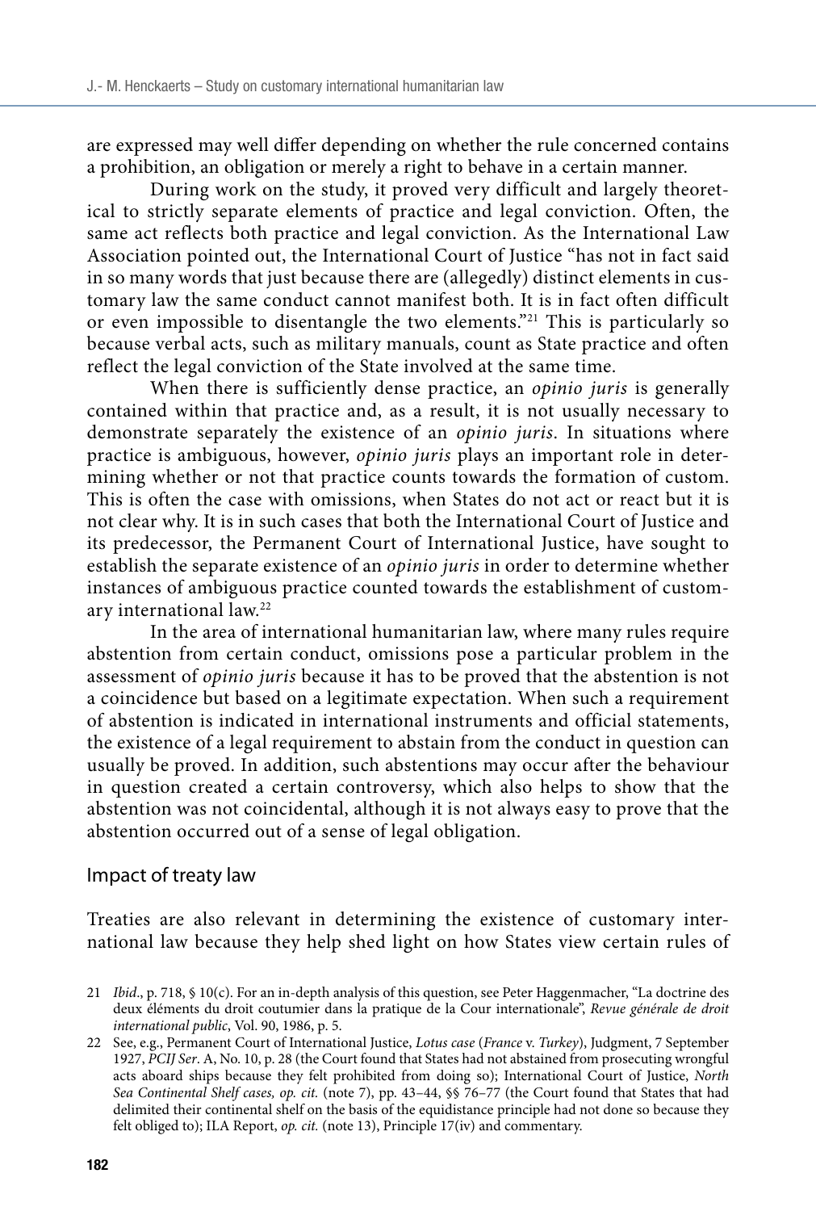are expressed may well differ depending on whether the rule concerned contains a prohibition, an obligation or merely a right to behave in a certain manner.

During work on the study, it proved very difficult and largely theoretical to strictly separate elements of practice and legal conviction. Often, the same act reflects both practice and legal conviction. As the International Law Association pointed out, the International Court of Justice "has not in fact said in so many words that just because there are (allegedly) distinct elements in customary law the same conduct cannot manifest both. It is in fact often difficult or even impossible to disentangle the two elements."[21] This is particularly so because verbal acts, such as military manuals, count as State practice and often reflect the legal conviction of the State involved at the same time.

When there is sufficiently dense practice, an *opinio juris* is generally contained within that practice and, as a result, it is not usually necessary to demonstrate separately the existence of an *opinio juris*. In situations where practice is ambiguous, however, *opinio juris* plays an important role in determining whether or not that practice counts towards the formation of custom. This is often the case with omissions, when States do not act or react but it is not clear why. It is in such cases that both the International Court of Justice and its predecessor, the Permanent Court of International Justice, have sought to establish the separate existence of an *opinio juris* in order to determine whether instances of ambiguous practice counted towards the establishment of customary international law.[22]

In the area of international humanitarian law, where many rules require abstention from certain conduct, omissions pose a particular problem in the assessment of *opinio juris* because it has to be proved that the abstention is not a coincidence but based on a legitimate expectation. When such a requirement of abstention is indicated in international instruments and official statements, the existence of a legal requirement to abstain from the conduct in question can usually be proved. In addition, such abstentions may occur after the behaviour in question created a certain controversy, which also helps to show that the abstention was not coincidental, although it is not always easy to prove that the abstention occurred out of a sense of legal obligation.

## Impact of treaty law

Treaties are also relevant in determining the existence of customary international law because they help shed light on how States view certain rules of

---

21 *Ibid*., p. 718, § 10(c). For an in-depth analysis of this question, see Peter Haggenmacher, "La doctrine des deux éléments du droit coutumier dans la pratique de la Cour internationale", *Revue générale de droit international public*, Vol. 90, 1986, p. 5.

22 See, e.g., Permanent Court of International Justice, *Lotus case* (*France* v. *Turkey*), Judgment, 7 September 1927, *PCIJ Ser*. A, No. 10, p. 28 (the Court found that States had not abstained from prosecuting wrongful acts aboard ships because they felt prohibited from doing so); International Court of Justice, *North Sea Continental Shelf cases, op. cit.* (note 7), pp. 43–44, §§ 76–77 (the Court found that States that had delimited their continental shelf on the basis of the equidistance principle had not done so because they felt obliged to); ILA Report, *op. cit.* (note 13), Principle 17(iv) and commentary.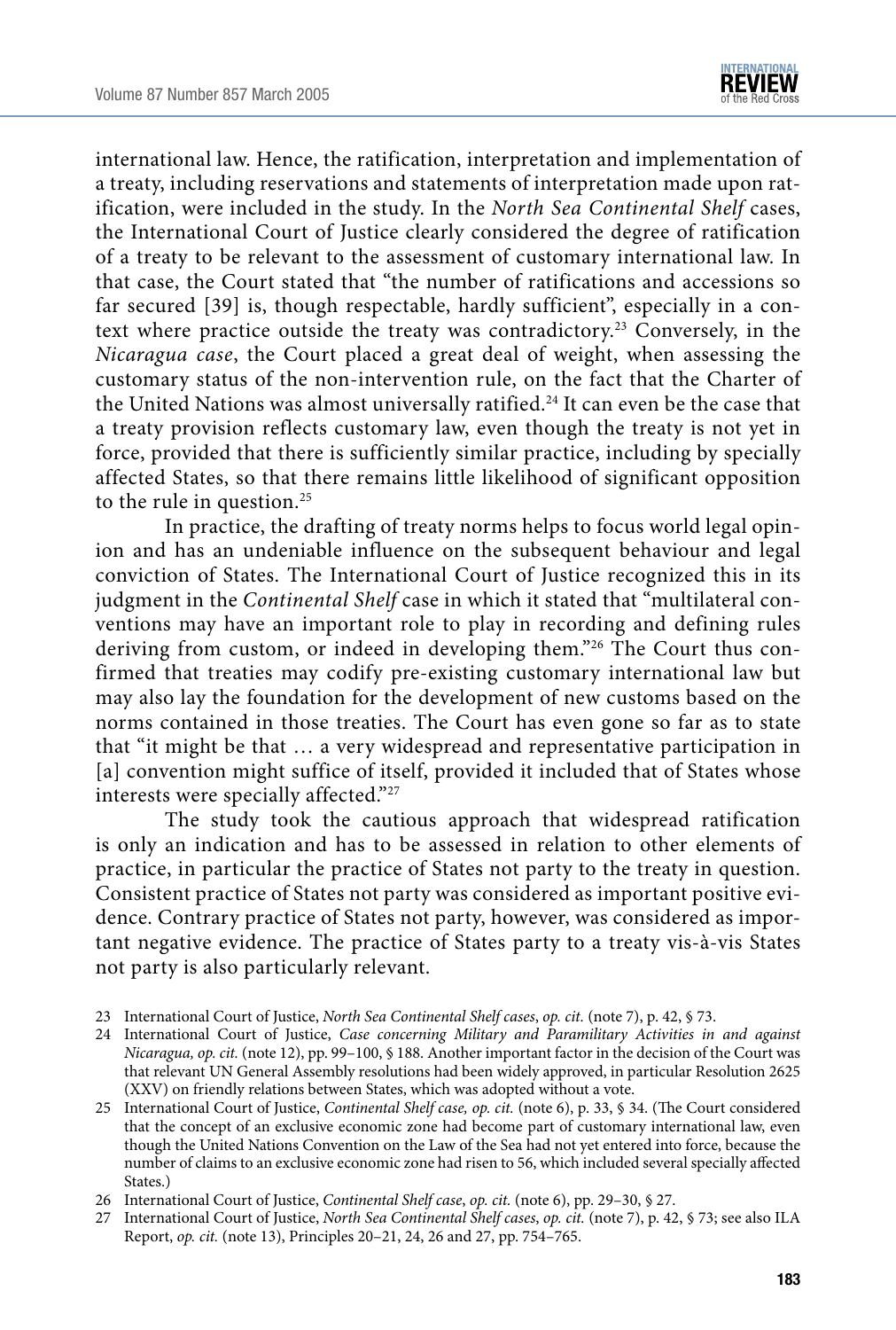international law. Hence, the ratification, interpretation and implementation of a treaty, including reservations and statements of interpretation made upon ratification, were included in the study. In the *North Sea Continental Shelf* cases, the International Court of Justice clearly considered the degree of ratification of a treaty to be relevant to the assessment of customary international law. In that case, the Court stated that "the number of ratifications and accessions so far secured [39] is, though respectable, hardly sufficient", especially in a context where practice outside the treaty was contradictory.[23] Conversely, in the *Nicaragua case*, the Court placed a great deal of weight, when assessing the customary status of the non-intervention rule, on the fact that the Charter of the United Nations was almost universally ratified.[24] It can even be the case that a treaty provision reflects customary law, even though the treaty is not yet in force, provided that there is sufficiently similar practice, including by specially affected States, so that there remains little likelihood of significant opposition to the rule in question.[25]

In practice, the drafting of treaty norms helps to focus world legal opinion and has an undeniable influence on the subsequent behaviour and legal conviction of States. The International Court of Justice recognized this in its judgment in the *Continental Shelf* case in which it stated that "multilateral conventions may have an important role to play in recording and defining rules deriving from custom, or indeed in developing them."[26] The Court thus confirmed that treaties may codify pre-existing customary international law but may also lay the foundation for the development of new customs based on the norms contained in those treaties. The Court has even gone so far as to state that "it might be that … a very widespread and representative participation in [a] convention might suffice of itself, provided it included that of States whose interests were specially affected."[27]

The study took the cautious approach that widespread ratification is only an indication and has to be assessed in relation to other elements of practice, in particular the practice of States not party to the treaty in question. Consistent practice of States not party was considered as important positive evidence. Contrary practice of States not party, however, was considered as important negative evidence. The practice of States party to a treaty vis-à-vis States not party is also particularly relevant.

23 International Court of Justice, *North Sea Continental Shelf cases*, *op. cit.* (note 7), p. 42, § 73.

24 International Court of Justice, *Case concerning Military and Paramilitary Activities in and against Nicaragua, op. cit.* (note 12), pp. 99–100, § 188. Another important factor in the decision of the Court was that relevant UN General Assembly resolutions had been widely approved, in particular Resolution 2625 (XXV) on friendly relations between States, which was adopted without a vote.

25 International Court of Justice, *Continental Shelf case, op. cit.* (note 6), p. 33, § 34. (The Court considered that the concept of an exclusive economic zone had become part of customary international law, even though the United Nations Convention on the Law of the Sea had not yet entered into force, because the number of claims to an exclusive economic zone had risen to 56, which included several specially affected States.)

26 International Court of Justice, *Continental Shelf case*, *op. cit.* (note 6), pp. 29–30, § 27.

27 International Court of Justice, *North Sea Continental Shelf cases*, *op. cit.* (note 7), p. 42, § 73; see also ILA Report, *op. cit.* (note 13), Principles 20–21, 24, 26 and 27, pp. 754–765.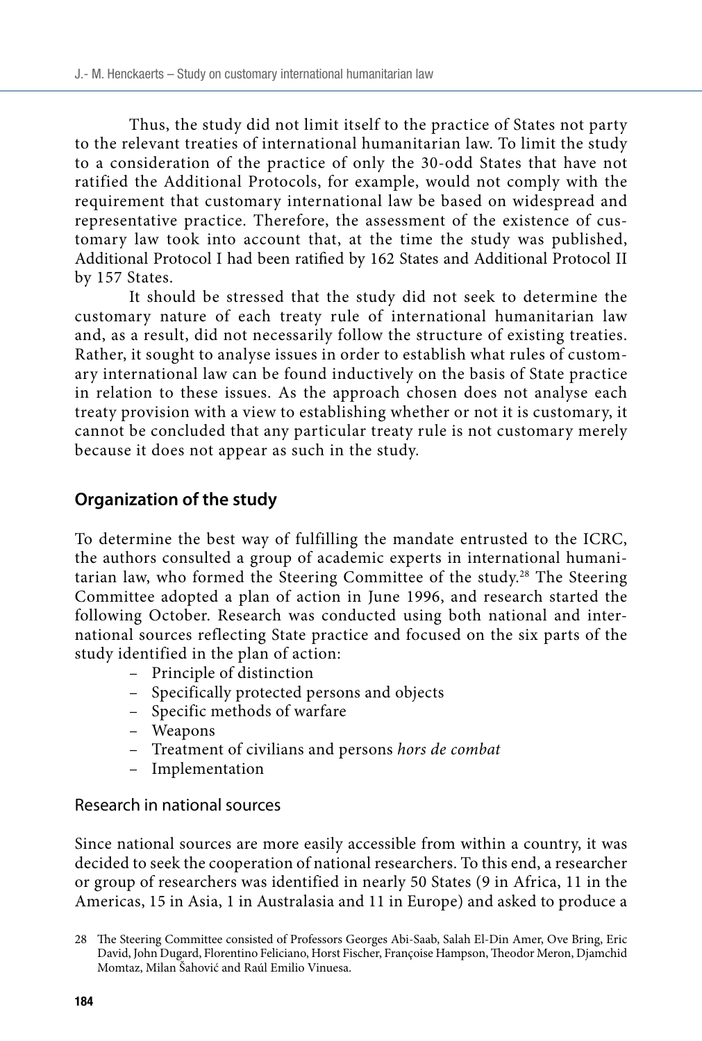Thus, the study did not limit itself to the practice of States not party to the relevant treaties of international humanitarian law. To limit the study to a consideration of the practice of only the 30-odd States that have not ratified the Additional Protocols, for example, would not comply with the requirement that customary international law be based on widespread and representative practice. Therefore, the assessment of the existence of customary law took into account that, at the time the study was published, Additional Protocol I had been ratified by 162 States and Additional Protocol II by 157 States.

It should be stressed that the study did not seek to determine the customary nature of each treaty rule of international humanitarian law and, as a result, did not necessarily follow the structure of existing treaties. Rather, it sought to analyse issues in order to establish what rules of customary international law can be found inductively on the basis of State practice in relation to these issues. As the approach chosen does not analyse each treaty provision with a view to establishing whether or not it is customary, it cannot be concluded that any particular treaty rule is not customary merely because it does not appear as such in the study.

## Organization of the study

To determine the best way of fulfilling the mandate entrusted to the ICRC, the authors consulted a group of academic experts in international humanitarian law, who formed the Steering Committee of the study.[28] The Steering Committee adopted a plan of action in June 1996, and research started the following October. Research was conducted using both national and international sources reflecting State practice and focused on the six parts of the study identified in the plan of action:

- Principle of distinction
- Specifically protected persons and objects
- Specific methods of warfare
- Weapons
- Treatment of civilians and persons *hors de combat*
- Implementation

### Research in national sources

Since national sources are more easily accessible from within a country, it was decided to seek the cooperation of national researchers. To this end, a researcher or group of researchers was identified in nearly 50 States (9 in Africa, 11 in the Americas, 15 in Asia, 1 in Australasia and 11 in Europe) and asked to produce a

28 The Steering Committee consisted of Professors Georges Abi-Saab, Salah El-Din Amer, Ove Bring, Eric David, John Dugard, Florentino Feliciano, Horst Fischer, Françoise Hampson, Theodor Meron, Djamchid Momtaz, Milan Šahović and Raúl Emilio Vinuesa.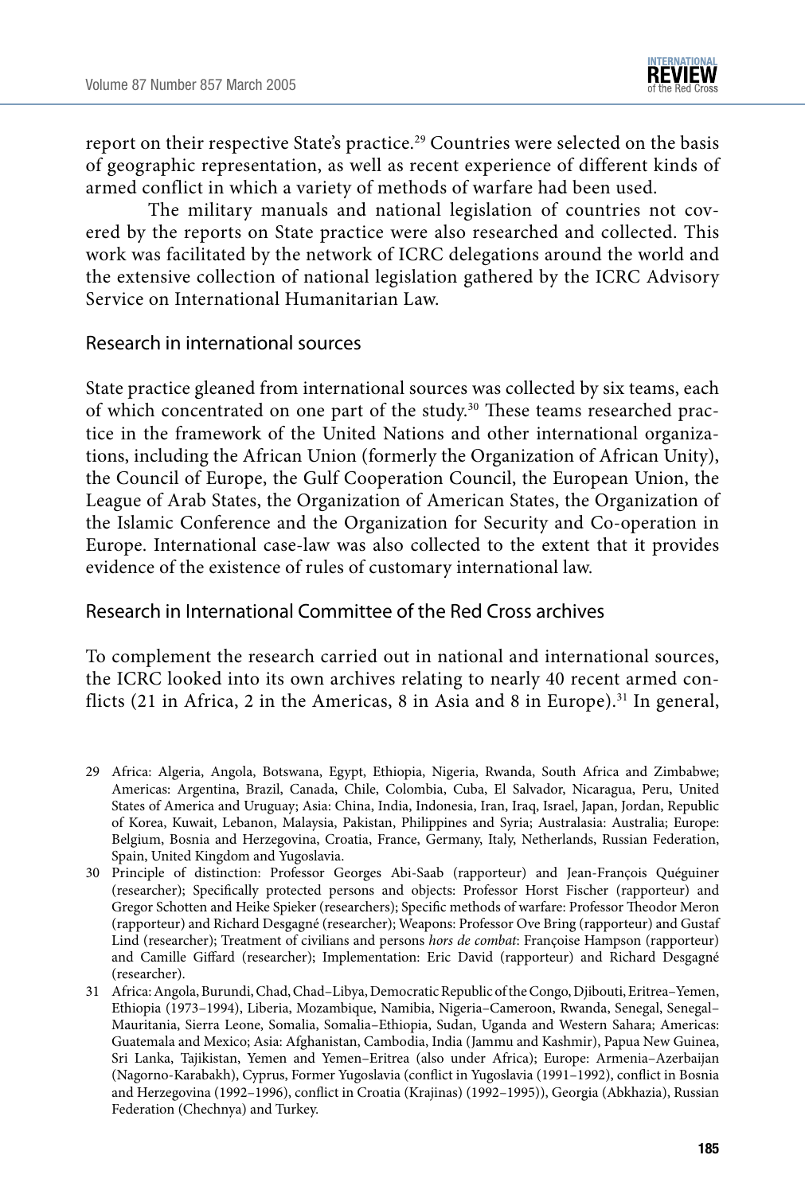report on their respective State's practice.[29] Countries were selected on the basis of geographic representation, as well as recent experience of different kinds of armed conflict in which a variety of methods of warfare had been used.

The military manuals and national legislation of countries not covered by the reports on State practice were also researched and collected. This work was facilitated by the network of ICRC delegations around the world and the extensive collection of national legislation gathered by the ICRC Advisory Service on International Humanitarian Law.

### Research in international sources

State practice gleaned from international sources was collected by six teams, each of which concentrated on one part of the study.[30] These teams researched practice in the framework of the United Nations and other international organizations, including the African Union (formerly the Organization of African Unity), the Council of Europe, the Gulf Cooperation Council, the European Union, the League of Arab States, the Organization of American States, the Organization of the Islamic Conference and the Organization for Security and Co-operation in Europe. International case-law was also collected to the extent that it provides evidence of the existence of rules of customary international law.

### Research in International Committee of the Red Cross archives

To complement the research carried out in national and international sources, the ICRC looked into its own archives relating to nearly 40 recent armed conflicts (21 in Africa, 2 in the Americas, 8 in Asia and 8 in Europe).[31] In general,

---

29 Africa: Algeria, Angola, Botswana, Egypt, Ethiopia, Nigeria, Rwanda, South Africa and Zimbabwe; Americas: Argentina, Brazil, Canada, Chile, Colombia, Cuba, El Salvador, Nicaragua, Peru, United States of America and Uruguay; Asia: China, India, Indonesia, Iran, Iraq, Israel, Japan, Jordan, Republic of Korea, Kuwait, Lebanon, Malaysia, Pakistan, Philippines and Syria; Australasia: Australia; Europe: Belgium, Bosnia and Herzegovina, Croatia, France, Germany, Italy, Netherlands, Russian Federation, Spain, United Kingdom and Yugoslavia.

30 Principle of distinction: Professor Georges Abi-Saab (rapporteur) and Jean-François Quéguiner (researcher); Specifically protected persons and objects: Professor Horst Fischer (rapporteur) and Gregor Schotten and Heike Spieker (researchers); Specific methods of warfare: Professor Theodor Meron (rapporteur) and Richard Desgagné (researcher); Weapons: Professor Ove Bring (rapporteur) and Gustaf Lind (researcher); Treatment of civilians and persons *hors de combat*: Françoise Hampson (rapporteur) and Camille Giffard (researcher); Implementation: Eric David (rapporteur) and Richard Desgagné (researcher).

31 Africa: Angola, Burundi, Chad, Chad–Libya, Democratic Republic of the Congo, Djibouti, Eritrea–Yemen, Ethiopia (1973–1994), Liberia, Mozambique, Namibia, Nigeria–Cameroon, Rwanda, Senegal, Senegal–Mauritania, Sierra Leone, Somalia, Somalia–Ethiopia, Sudan, Uganda and Western Sahara; Americas: Guatemala and Mexico; Asia: Afghanistan, Cambodia, India (Jammu and Kashmir), Papua New Guinea, Sri Lanka, Tajikistan, Yemen and Yemen–Eritrea (also under Africa); Europe: Armenia–Azerbaijan (Nagorno-Karabakh), Cyprus, Former Yugoslavia (conflict in Yugoslavia (1991–1992), conflict in Bosnia and Herzegovina (1992–1996), conflict in Croatia (Krajinas) (1992–1995)), Georgia (Abkhazia), Russian Federation (Chechnya) and Turkey.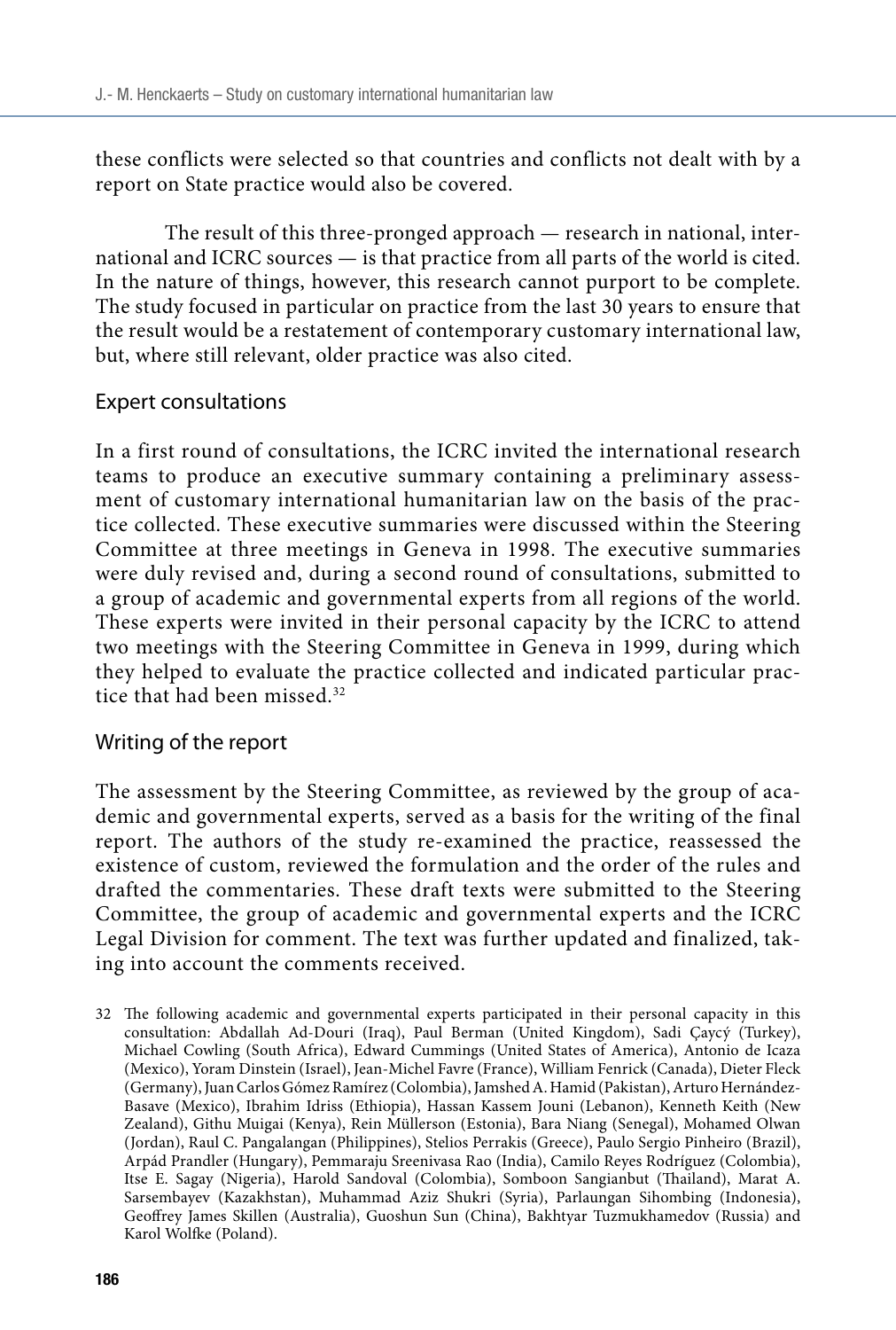these conflicts were selected so that countries and conflicts not dealt with by a report on State practice would also be covered.

The result of this three-pronged approach — research in national, international and ICRC sources — is that practice from all parts of the world is cited. In the nature of things, however, this research cannot purport to be complete. The study focused in particular on practice from the last 30 years to ensure that the result would be a restatement of contemporary customary international law, but, where still relevant, older practice was also cited.

## Expert consultations

In a first round of consultations, the ICRC invited the international research teams to produce an executive summary containing a preliminary assessment of customary international humanitarian law on the basis of the practice collected. These executive summaries were discussed within the Steering Committee at three meetings in Geneva in 1998. The executive summaries were duly revised and, during a second round of consultations, submitted to a group of academic and governmental experts from all regions of the world. These experts were invited in their personal capacity by the ICRC to attend two meetings with the Steering Committee in Geneva in 1999, during which they helped to evaluate the practice collected and indicated particular practice that had been missed.[32]

## Writing of the report

The assessment by the Steering Committee, as reviewed by the group of academic and governmental experts, served as a basis for the writing of the final report. The authors of the study re-examined the practice, reassessed the existence of custom, reviewed the formulation and the order of the rules and drafted the commentaries. These draft texts were submitted to the Steering Committee, the group of academic and governmental experts and the ICRC Legal Division for comment. The text was further updated and finalized, taking into account the comments received.

32 The following academic and governmental experts participated in their personal capacity in this consultation: Abdallah Ad-Douri (Iraq), Paul Berman (United Kingdom), Sadi Çaycý (Turkey), Michael Cowling (South Africa), Edward Cummings (United States of America), Antonio de Icaza (Mexico), Yoram Dinstein (Israel), Jean-Michel Favre (France), William Fenrick (Canada), Dieter Fleck (Germany), Juan Carlos Gómez Ramírez (Colombia), Jamshed A. Hamid (Pakistan), Arturo Hernández-Basave (Mexico), Ibrahim Idriss (Ethiopia), Hassan Kassem Jouni (Lebanon), Kenneth Keith (New Zealand), Githu Muigai (Kenya), Rein Müllerson (Estonia), Bara Niang (Senegal), Mohamed Olwan (Jordan), Raul C. Pangalangan (Philippines), Stelios Perrakis (Greece), Paulo Sergio Pinheiro (Brazil), Arpád Prandler (Hungary), Pemmaraju Sreenivasa Rao (India), Camilo Reyes Rodríguez (Colombia), Itse E. Sagay (Nigeria), Harold Sandoval (Colombia), Somboon Sangianbut (Thailand), Marat A. Sarsembayev (Kazakhstan), Muhammad Aziz Shukri (Syria), Parlaungan Sihombing (Indonesia), Geoffrey James Skillen (Australia), Guoshun Sun (China), Bakhtyar Tuzmukhamedov (Russia) and Karol Wolfke (Poland).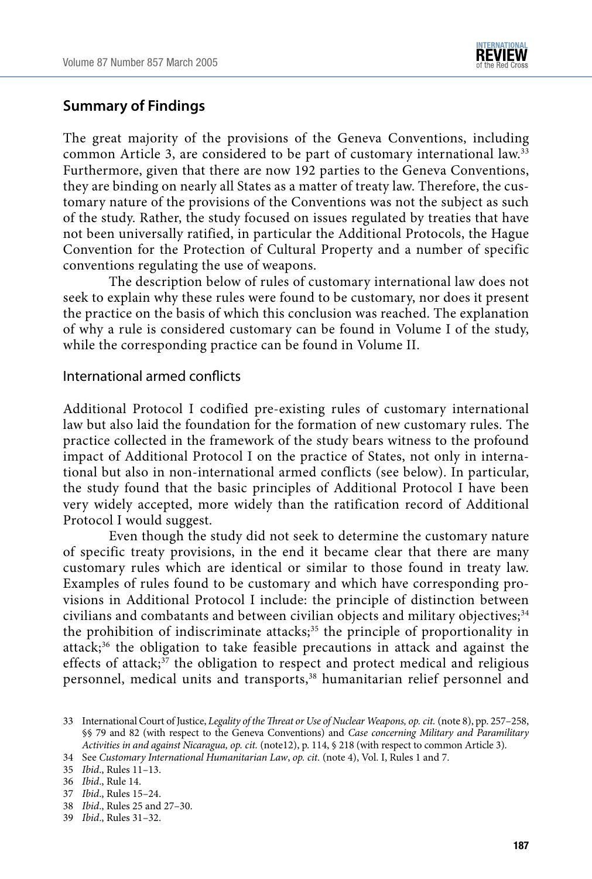## Summary of Findings

The great majority of the provisions of the Geneva Conventions, including common Article 3, are considered to be part of customary international law.[33] Furthermore, given that there are now 192 parties to the Geneva Conventions, they are binding on nearly all States as a matter of treaty law. Therefore, the customary nature of the provisions of the Conventions was not the subject as such of the study. Rather, the study focused on issues regulated by treaties that have not been universally ratified, in particular the Additional Protocols, the Hague Convention for the Protection of Cultural Property and a number of specific conventions regulating the use of weapons.

The description below of rules of customary international law does not seek to explain why these rules were found to be customary, nor does it present the practice on the basis of which this conclusion was reached. The explanation of why a rule is considered customary can be found in Volume I of the study, while the corresponding practice can be found in Volume II.

### International armed conflicts

Additional Protocol I codified pre-existing rules of customary international law but also laid the foundation for the formation of new customary rules. The practice collected in the framework of the study bears witness to the profound impact of Additional Protocol I on the practice of States, not only in international but also in non-international armed conflicts (see below). In particular, the study found that the basic principles of Additional Protocol I have been very widely accepted, more widely than the ratification record of Additional Protocol I would suggest.

Even though the study did not seek to determine the customary nature of specific treaty provisions, in the end it became clear that there are many customary rules which are identical or similar to those found in treaty law. Examples of rules found to be customary and which have corresponding provisions in Additional Protocol I include: the principle of distinction between civilians and combatants and between civilian objects and military objectives;[34] the prohibition of indiscriminate attacks;[35] the principle of proportionality in attack;[36] the obligation to take feasible precautions in attack and against the effects of attack;[37] the obligation to respect and protect medical and religious personnel, medical units and transports,[38] humanitarian relief personnel and

---

33 International Court of Justice, *Legality of the Threat or Use of Nuclear Weapons, op. cit.* (note 8), pp. 257–258, §§ 79 and 82 (with respect to the Geneva Conventions) and *Case concerning Military and Paramilitary Activities in and against Nicaragua, op. cit.* (note12), p. 114, § 218 (with respect to common Article 3).

34 See *Customary International Humanitarian Law*, *op. cit.* (note 4), Vol. I, Rules 1 and 7.

35 *Ibid*., Rules 11–13.

36 *Ibid*., Rule 14.

37 *Ibid*., Rules 15–24.

38 *Ibid*., Rules 25 and 27–30.

39 *Ibid*., Rules 31–32.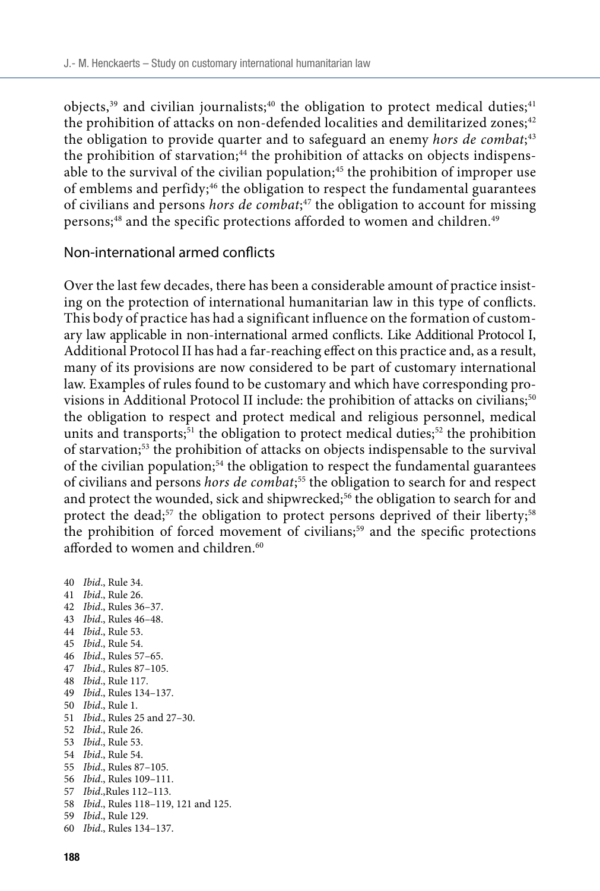objects,[39] and civilian journalists;[40] the obligation to protect medical duties;[41] the prohibition of attacks on non-defended localities and demilitarized zones;[42] the obligation to provide quarter and to safeguard an enemy *hors de combat*;[43] the prohibition of starvation;[44] the prohibition of attacks on objects indispensable to the survival of the civilian population;[45] the prohibition of improper use of emblems and perfidy;[46] the obligation to respect the fundamental guarantees of civilians and persons *hors de combat*;[47] the obligation to account for missing persons;[48] and the specific protections afforded to women and children.[49]

### Non-international armed conflicts

Over the last few decades, there has been a considerable amount of practice insisting on the protection of international humanitarian law in this type of conflicts. This body of practice has had a significant influence on the formation of customary law applicable in non-international armed conflicts. Like Additional Protocol I, Additional Protocol II has had a far-reaching effect on this practice and, as a result, many of its provisions are now considered to be part of customary international law. Examples of rules found to be customary and which have corresponding provisions in Additional Protocol II include: the prohibition of attacks on civilians;[50] the obligation to respect and protect medical and religious personnel, medical units and transports;[51] the obligation to protect medical duties;[52] the prohibition of starvation;[53] the prohibition of attacks on objects indispensable to the survival of the civilian population;[54] the obligation to respect the fundamental guarantees of civilians and persons *hors de combat*;[55] the obligation to search for and respect and protect the wounded, sick and shipwrecked;[56] the obligation to search for and protect the dead;[57] the obligation to protect persons deprived of their liberty;[58] the prohibition of forced movement of civilians;[59] and the specific protections afforded to women and children.[60]

40 *Ibid*., Rule 34.
41 *Ibid*., Rule 26.
42 *Ibid*., Rules 36–37.
43 *Ibid*., Rules 46–48.
44 *Ibid*., Rule 53.
45 *Ibid*., Rule 54.
46 *Ibid*., Rules 57–65.
47 *Ibid*., Rules 87–105.
48 *Ibid*., Rule 117.
49 *Ibid*., Rules 134–137.
50 *Ibid*., Rule 1.
51 *Ibid*., Rules 25 and 27–30.
52 *Ibid*., Rule 26.
53 *Ibid*., Rule 53.
54 *Ibid*., Rule 54.
55 *Ibid*., Rules 87–105.
56 *Ibid*., Rules 109–111.
57 *Ibid*.,Rules 112–113.
58 *Ibid*., Rules 118–119, 121 and 125.
59 *Ibid*., Rule 129.
60 *Ibid*., Rules 134–137.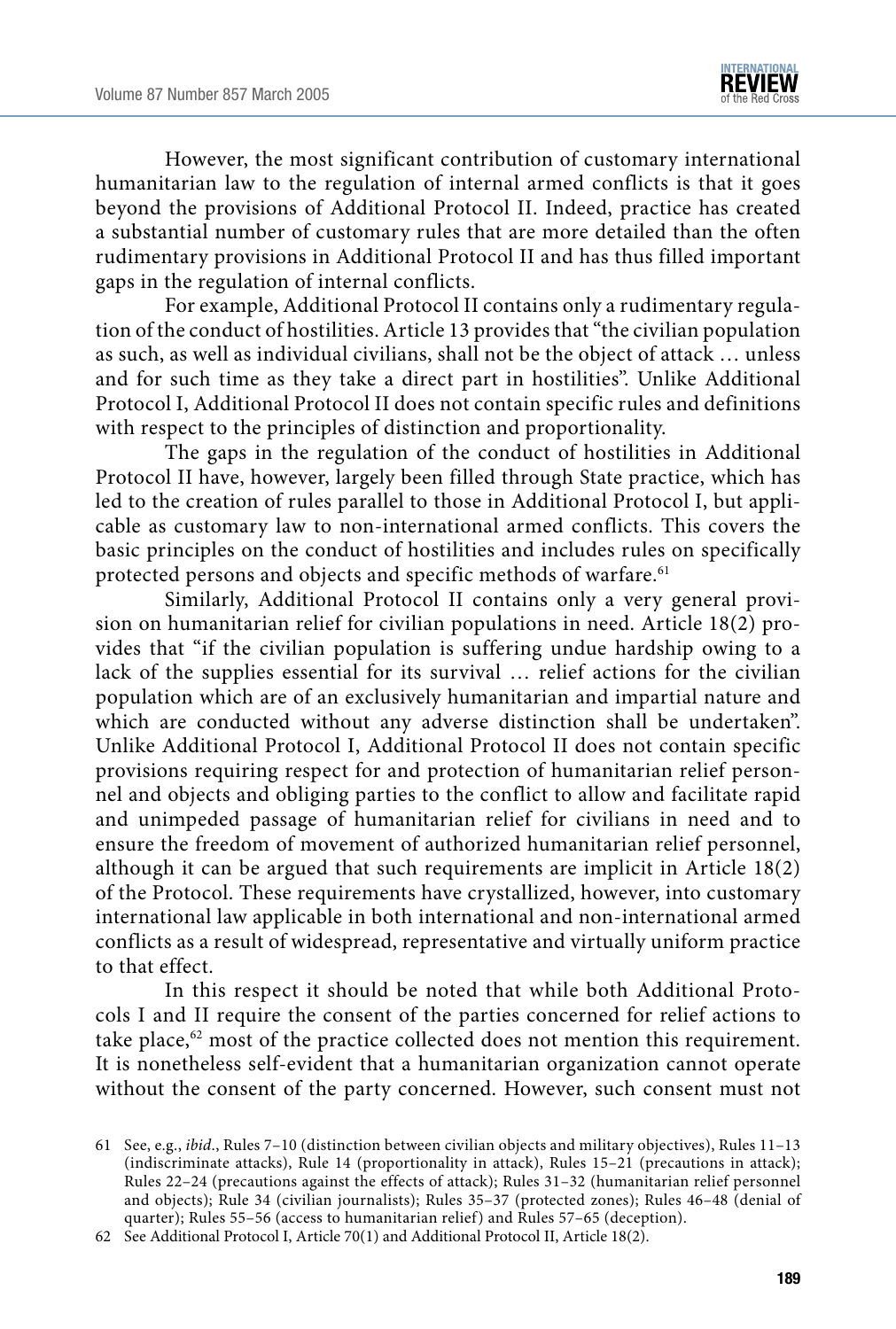However, the most significant contribution of customary international humanitarian law to the regulation of internal armed conflicts is that it goes beyond the provisions of Additional Protocol II. Indeed, practice has created a substantial number of customary rules that are more detailed than the often rudimentary provisions in Additional Protocol II and has thus filled important gaps in the regulation of internal conflicts.

For example, Additional Protocol II contains only a rudimentary regulation of the conduct of hostilities. Article 13 provides that "the civilian population as such, as well as individual civilians, shall not be the object of attack … unless and for such time as they take a direct part in hostilities". Unlike Additional Protocol I, Additional Protocol II does not contain specific rules and definitions with respect to the principles of distinction and proportionality.

The gaps in the regulation of the conduct of hostilities in Additional Protocol II have, however, largely been filled through State practice, which has led to the creation of rules parallel to those in Additional Protocol I, but applicable as customary law to non-international armed conflicts. This covers the basic principles on the conduct of hostilities and includes rules on specifically protected persons and objects and specific methods of warfare.[61]

Similarly, Additional Protocol II contains only a very general provision on humanitarian relief for civilian populations in need. Article 18(2) provides that "if the civilian population is suffering undue hardship owing to a lack of the supplies essential for its survival … relief actions for the civilian population which are of an exclusively humanitarian and impartial nature and which are conducted without any adverse distinction shall be undertaken". Unlike Additional Protocol I, Additional Protocol II does not contain specific provisions requiring respect for and protection of humanitarian relief personnel and objects and obliging parties to the conflict to allow and facilitate rapid and unimpeded passage of humanitarian relief for civilians in need and to ensure the freedom of movement of authorized humanitarian relief personnel, although it can be argued that such requirements are implicit in Article 18(2) of the Protocol. These requirements have crystallized, however, into customary international law applicable in both international and non-international armed conflicts as a result of widespread, representative and virtually uniform practice to that effect.

In this respect it should be noted that while both Additional Protocols I and II require the consent of the parties concerned for relief actions to take place,[62] most of the practice collected does not mention this requirement. It is nonetheless self-evident that a humanitarian organization cannot operate without the consent of the party concerned. However, such consent must not

---

61 See, e.g., *ibid*., Rules 7–10 (distinction between civilian objects and military objectives), Rules 11–13 (indiscriminate attacks), Rule 14 (proportionality in attack), Rules 15–21 (precautions in attack); Rules 22–24 (precautions against the effects of attack); Rules 31–32 (humanitarian relief personnel and objects); Rule 34 (civilian journalists); Rules 35–37 (protected zones); Rules 46–48 (denial of quarter); Rules 55–56 (access to humanitarian relief) and Rules 57–65 (deception).

62 See Additional Protocol I, Article 70(1) and Additional Protocol II, Article 18(2).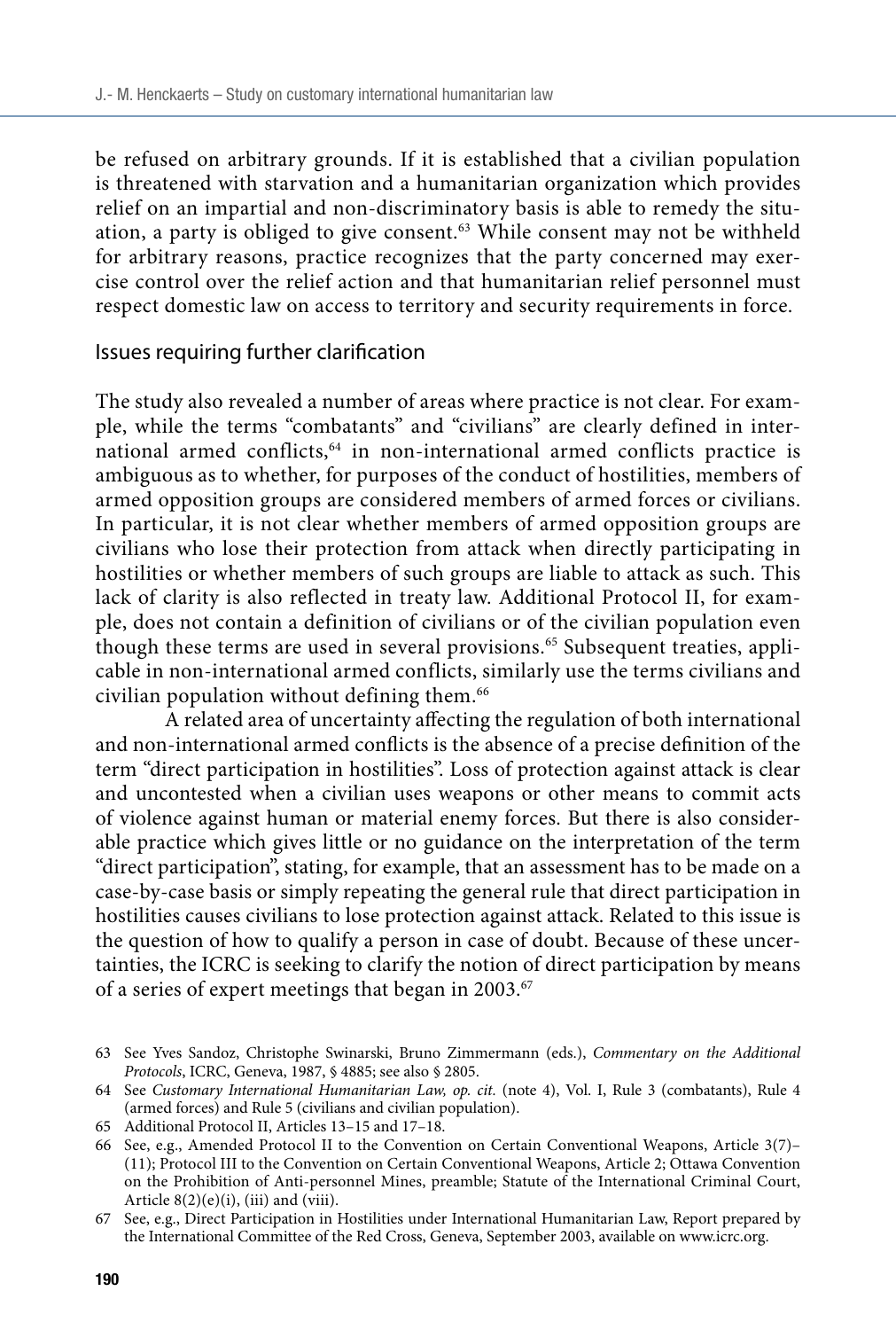be refused on arbitrary grounds. If it is established that a civilian population is threatened with starvation and a humanitarian organization which provides relief on an impartial and non-discriminatory basis is able to remedy the situation, a party is obliged to give consent.[63] While consent may not be withheld for arbitrary reasons, practice recognizes that the party concerned may exercise control over the relief action and that humanitarian relief personnel must respect domestic law on access to territory and security requirements in force.

## Issues requiring further clarification

The study also revealed a number of areas where practice is not clear. For example, while the terms "combatants" and "civilians" are clearly defined in international armed conflicts,[64] in non-international armed conflicts practice is ambiguous as to whether, for purposes of the conduct of hostilities, members of armed opposition groups are considered members of armed forces or civilians. In particular, it is not clear whether members of armed opposition groups are civilians who lose their protection from attack when directly participating in hostilities or whether members of such groups are liable to attack as such. This lack of clarity is also reflected in treaty law. Additional Protocol II, for example, does not contain a definition of civilians or of the civilian population even though these terms are used in several provisions.[65] Subsequent treaties, applicable in non-international armed conflicts, similarly use the terms civilians and civilian population without defining them.[66]

A related area of uncertainty affecting the regulation of both international and non-international armed conflicts is the absence of a precise definition of the term "direct participation in hostilities". Loss of protection against attack is clear and uncontested when a civilian uses weapons or other means to commit acts of violence against human or material enemy forces. But there is also considerable practice which gives little or no guidance on the interpretation of the term "direct participation", stating, for example, that an assessment has to be made on a case-by-case basis or simply repeating the general rule that direct participation in hostilities causes civilians to lose protection against attack. Related to this issue is the question of how to qualify a person in case of doubt. Because of these uncertainties, the ICRC is seeking to clarify the notion of direct participation by means of a series of expert meetings that began in 2003.[67]

---

63 See Yves Sandoz, Christophe Swinarski, Bruno Zimmermann (eds.), *Commentary on the Additional Protocols*, ICRC, Geneva, 1987, § 4885; see also § 2805.

64 See *Customary International Humanitarian Law, op. cit.* (note 4), Vol. I, Rule 3 (combatants), Rule 4 (armed forces) and Rule 5 (civilians and civilian population).

65 Additional Protocol II, Articles 13–15 and 17–18.

66 See, e.g., Amended Protocol II to the Convention on Certain Conventional Weapons, Article 3(7)–(11); Protocol III to the Convention on Certain Conventional Weapons, Article 2; Ottawa Convention on the Prohibition of Anti-personnel Mines, preamble; Statute of the International Criminal Court, Article 8(2)(e)(i), (iii) and (viii).

67 See, e.g., Direct Participation in Hostilities under International Humanitarian Law, Report prepared by the International Committee of the Red Cross, Geneva, September 2003, available on www.icrc.org.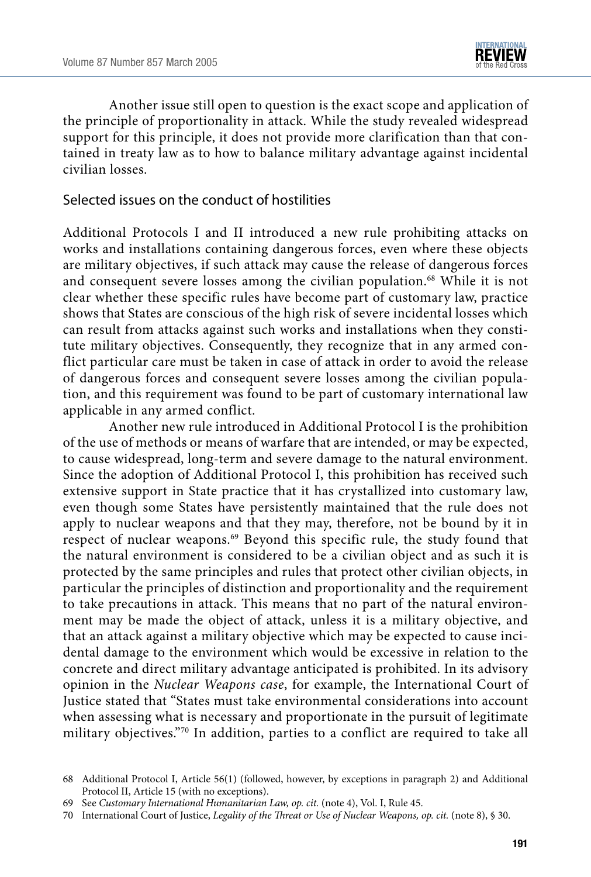Another issue still open to question is the exact scope and application of the principle of proportionality in attack. While the study revealed widespread support for this principle, it does not provide more clarification than that contained in treaty law as to how to balance military advantage against incidental civilian losses.

### Selected issues on the conduct of hostilities

Additional Protocols I and II introduced a new rule prohibiting attacks on works and installations containing dangerous forces, even where these objects are military objectives, if such attack may cause the release of dangerous forces and consequent severe losses among the civilian population.[68] While it is not clear whether these specific rules have become part of customary law, practice shows that States are conscious of the high risk of severe incidental losses which can result from attacks against such works and installations when they constitute military objectives. Consequently, they recognize that in any armed conflict particular care must be taken in case of attack in order to avoid the release of dangerous forces and consequent severe losses among the civilian population, and this requirement was found to be part of customary international law applicable in any armed conflict.

Another new rule introduced in Additional Protocol I is the prohibition of the use of methods or means of warfare that are intended, or may be expected, to cause widespread, long-term and severe damage to the natural environment. Since the adoption of Additional Protocol I, this prohibition has received such extensive support in State practice that it has crystallized into customary law, even though some States have persistently maintained that the rule does not apply to nuclear weapons and that they may, therefore, not be bound by it in respect of nuclear weapons.[69] Beyond this specific rule, the study found that the natural environment is considered to be a civilian object and as such it is protected by the same principles and rules that protect other civilian objects, in particular the principles of distinction and proportionality and the requirement to take precautions in attack. This means that no part of the natural environment may be made the object of attack, unless it is a military objective, and that an attack against a military objective which may be expected to cause incidental damage to the environment which would be excessive in relation to the concrete and direct military advantage anticipated is prohibited. In its advisory opinion in the *Nuclear Weapons case*, for example, the International Court of Justice stated that "States must take environmental considerations into account when assessing what is necessary and proportionate in the pursuit of legitimate military objectives."[70] In addition, parties to a conflict are required to take all

68 Additional Protocol I, Article 56(1) (followed, however, by exceptions in paragraph 2) and Additional Protocol II, Article 15 (with no exceptions).

69 See *Customary International Humanitarian Law, op. cit.* (note 4), Vol. I, Rule 45.

70 International Court of Justice, *Legality of the Threat or Use of Nuclear Weapons, op. cit.* (note 8), § 30.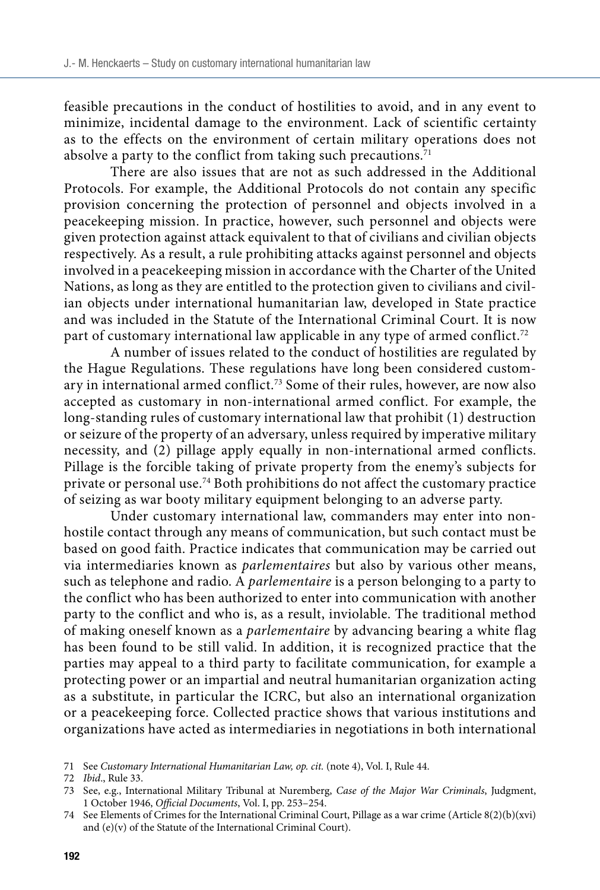feasible precautions in the conduct of hostilities to avoid, and in any event to minimize, incidental damage to the environment. Lack of scientific certainty as to the effects on the environment of certain military operations does not absolve a party to the conflict from taking such precautions.[71]

There are also issues that are not as such addressed in the Additional Protocols. For example, the Additional Protocols do not contain any specific provision concerning the protection of personnel and objects involved in a peacekeeping mission. In practice, however, such personnel and objects were given protection against attack equivalent to that of civilians and civilian objects respectively. As a result, a rule prohibiting attacks against personnel and objects involved in a peacekeeping mission in accordance with the Charter of the United Nations, as long as they are entitled to the protection given to civilians and civilian objects under international humanitarian law, developed in State practice and was included in the Statute of the International Criminal Court. It is now part of customary international law applicable in any type of armed conflict.[72]

A number of issues related to the conduct of hostilities are regulated by the Hague Regulations. These regulations have long been considered customary in international armed conflict.[73] Some of their rules, however, are now also accepted as customary in non-international armed conflict. For example, the long-standing rules of customary international law that prohibit (1) destruction or seizure of the property of an adversary, unless required by imperative military necessity, and (2) pillage apply equally in non-international armed conflicts. Pillage is the forcible taking of private property from the enemy's subjects for private or personal use.[74] Both prohibitions do not affect the customary practice of seizing as war booty military equipment belonging to an adverse party.

Under customary international law, commanders may enter into non-hostile contact through any means of communication, but such contact must be based on good faith. Practice indicates that communication may be carried out via intermediaries known as *parlementaires* but also by various other means, such as telephone and radio. A *parlementaire* is a person belonging to a party to the conflict who has been authorized to enter into communication with another party to the conflict and who is, as a result, inviolable. The traditional method of making oneself known as a *parlementaire* by advancing bearing a white flag has been found to be still valid. In addition, it is recognized practice that the parties may appeal to a third party to facilitate communication, for example a protecting power or an impartial and neutral humanitarian organization acting as a substitute, in particular the ICRC, but also an international organization or a peacekeeping force. Collected practice shows that various institutions and organizations have acted as intermediaries in negotiations in both international

---

71 See *Customary International Humanitarian Law, op. cit.* (note 4), Vol. I, Rule 44.

72 *Ibid*., Rule 33.

73 See, e.g., International Military Tribunal at Nuremberg, *Case of the Major War Criminals*, Judgment, 1 October 1946, *Official Documents*, Vol. I, pp. 253–254.

74 See Elements of Crimes for the International Criminal Court, Pillage as a war crime (Article 8(2)(b)(xvi) and (e)(v) of the Statute of the International Criminal Court).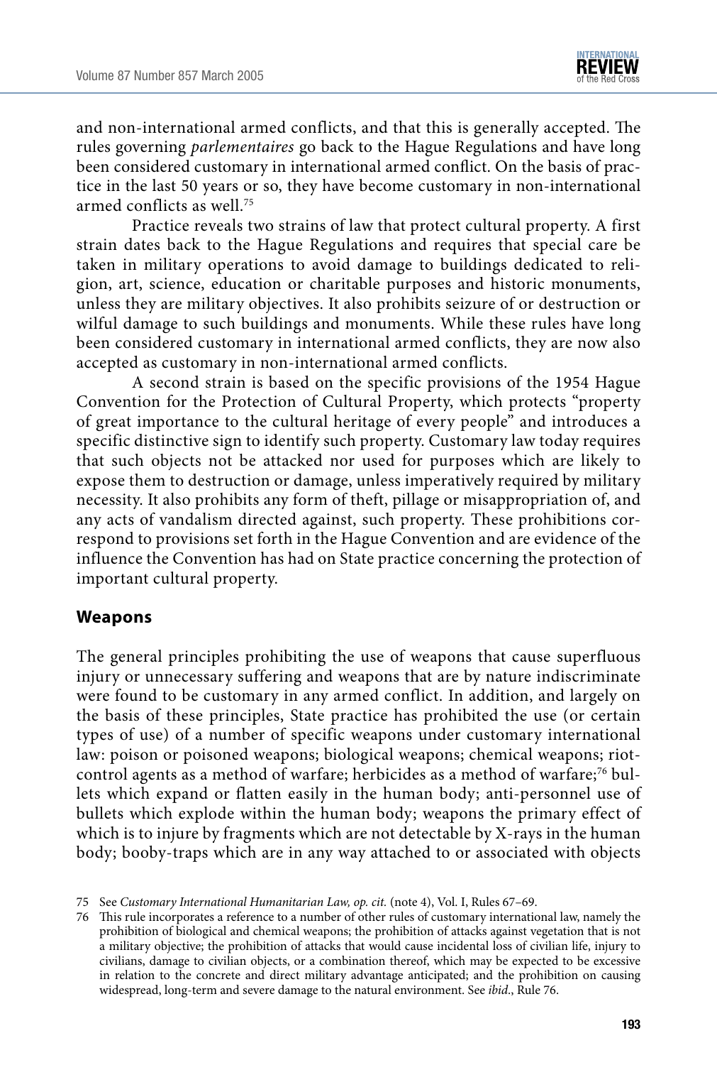and non-international armed conflicts, and that this is generally accepted. The rules governing *parlementaires* go back to the Hague Regulations and have long been considered customary in international armed conflict. On the basis of practice in the last 50 years or so, they have become customary in non-international armed conflicts as well.[75]

Practice reveals two strains of law that protect cultural property. A first strain dates back to the Hague Regulations and requires that special care be taken in military operations to avoid damage to buildings dedicated to religion, art, science, education or charitable purposes and historic monuments, unless they are military objectives. It also prohibits seizure of or destruction or wilful damage to such buildings and monuments. While these rules have long been considered customary in international armed conflicts, they are now also accepted as customary in non-international armed conflicts.

A second strain is based on the specific provisions of the 1954 Hague Convention for the Protection of Cultural Property, which protects "property of great importance to the cultural heritage of every people" and introduces a specific distinctive sign to identify such property. Customary law today requires that such objects not be attacked nor used for purposes which are likely to expose them to destruction or damage, unless imperatively required by military necessity. It also prohibits any form of theft, pillage or misappropriation of, and any acts of vandalism directed against, such property. These prohibitions correspond to provisions set forth in the Hague Convention and are evidence of the influence the Convention has had on State practice concerning the protection of important cultural property.

## Weapons

The general principles prohibiting the use of weapons that cause superfluous injury or unnecessary suffering and weapons that are by nature indiscriminate were found to be customary in any armed conflict. In addition, and largely on the basis of these principles, State practice has prohibited the use (or certain types of use) of a number of specific weapons under customary international law: poison or poisoned weapons; biological weapons; chemical weapons; riot-control agents as a method of warfare; herbicides as a method of warfare;[76] bullets which expand or flatten easily in the human body; anti-personnel use of bullets which explode within the human body; weapons the primary effect of which is to injure by fragments which are not detectable by X-rays in the human body; booby-traps which are in any way attached to or associated with objects

75 See *Customary International Humanitarian Law, op. cit.* (note 4), Vol. I, Rules 67–69.

76 This rule incorporates a reference to a number of other rules of customary international law, namely the prohibition of biological and chemical weapons; the prohibition of attacks against vegetation that is not a military objective; the prohibition of attacks that would cause incidental loss of civilian life, injury to civilians, damage to civilian objects, or a combination thereof, which may be expected to be excessive in relation to the concrete and direct military advantage anticipated; and the prohibition on causing widespread, long-term and severe damage to the natural environment. See *ibid*., Rule 76.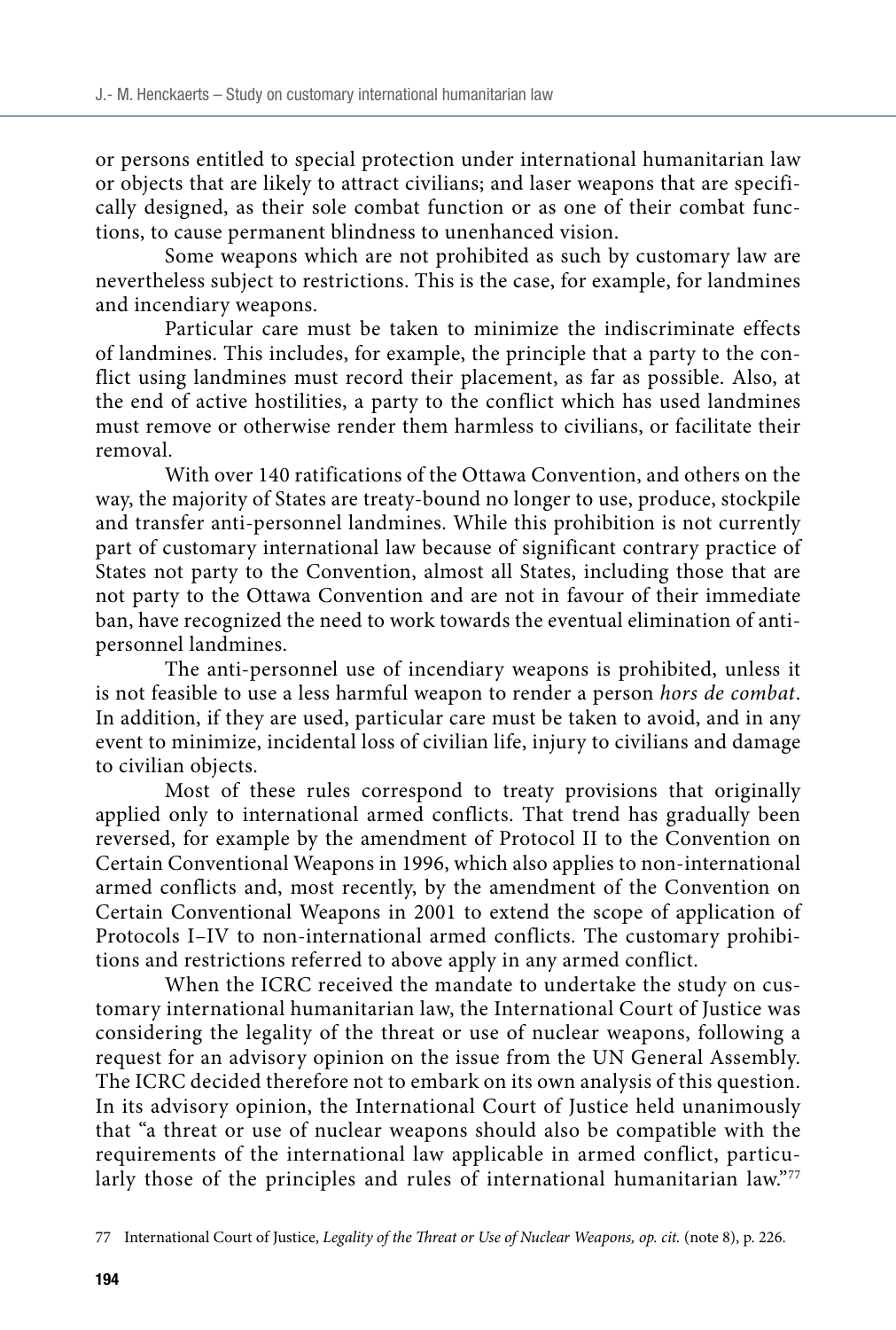or persons entitled to special protection under international humanitarian law or objects that are likely to attract civilians; and laser weapons that are specifically designed, as their sole combat function or as one of their combat functions, to cause permanent blindness to unenhanced vision.

Some weapons which are not prohibited as such by customary law are nevertheless subject to restrictions. This is the case, for example, for landmines and incendiary weapons.

Particular care must be taken to minimize the indiscriminate effects of landmines. This includes, for example, the principle that a party to the conflict using landmines must record their placement, as far as possible. Also, at the end of active hostilities, a party to the conflict which has used landmines must remove or otherwise render them harmless to civilians, or facilitate their removal.

With over 140 ratifications of the Ottawa Convention, and others on the way, the majority of States are treaty-bound no longer to use, produce, stockpile and transfer anti-personnel landmines. While this prohibition is not currently part of customary international law because of significant contrary practice of States not party to the Convention, almost all States, including those that are not party to the Ottawa Convention and are not in favour of their immediate ban, have recognized the need to work towards the eventual elimination of anti-personnel landmines.

The anti-personnel use of incendiary weapons is prohibited, unless it is not feasible to use a less harmful weapon to render a person *hors de combat*. In addition, if they are used, particular care must be taken to avoid, and in any event to minimize, incidental loss of civilian life, injury to civilians and damage to civilian objects.

Most of these rules correspond to treaty provisions that originally applied only to international armed conflicts. That trend has gradually been reversed, for example by the amendment of Protocol II to the Convention on Certain Conventional Weapons in 1996, which also applies to non-international armed conflicts and, most recently, by the amendment of the Convention on Certain Conventional Weapons in 2001 to extend the scope of application of Protocols I–IV to non-international armed conflicts. The customary prohibitions and restrictions referred to above apply in any armed conflict.

When the ICRC received the mandate to undertake the study on customary international humanitarian law, the International Court of Justice was considering the legality of the threat or use of nuclear weapons, following a request for an advisory opinion on the issue from the UN General Assembly. The ICRC decided therefore not to embark on its own analysis of this question. In its advisory opinion, the International Court of Justice held unanimously that "a threat or use of nuclear weapons should also be compatible with the requirements of the international law applicable in armed conflict, particularly those of the principles and rules of international humanitarian law."[77]

77 International Court of Justice, *Legality of the Threat or Use of Nuclear Weapons, op. cit.* (note 8), p. 226.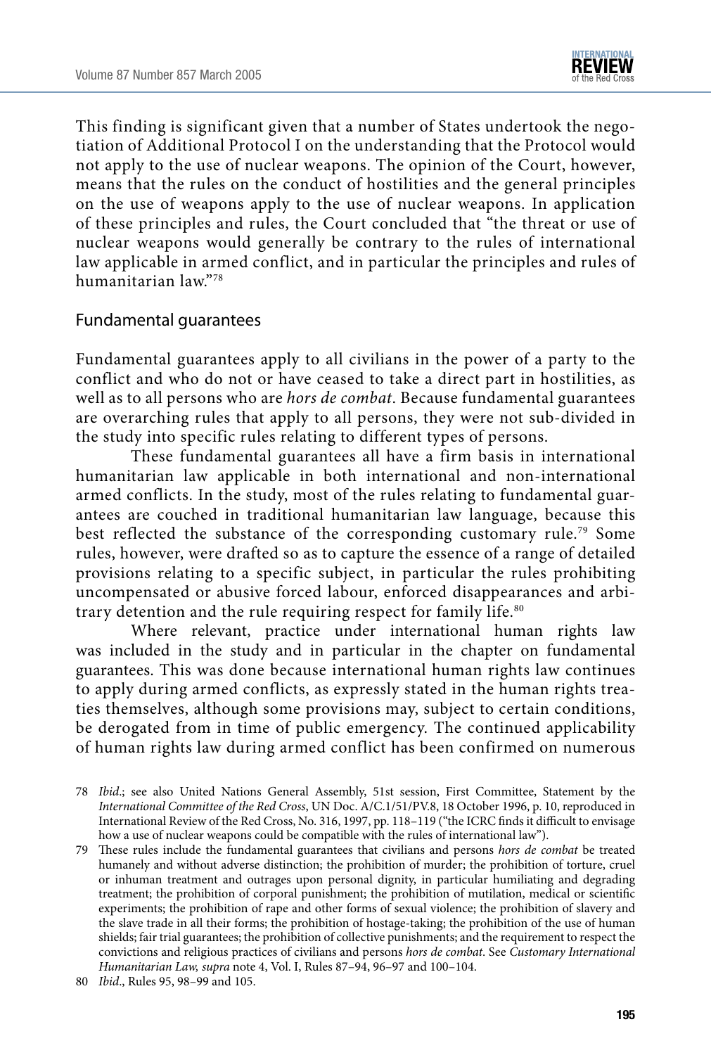This finding is significant given that a number of States undertook the negotiation of Additional Protocol I on the understanding that the Protocol would not apply to the use of nuclear weapons. The opinion of the Court, however, means that the rules on the conduct of hostilities and the general principles on the use of weapons apply to the use of nuclear weapons. In application of these principles and rules, the Court concluded that "the threat or use of nuclear weapons would generally be contrary to the rules of international law applicable in armed conflict, and in particular the principles and rules of humanitarian law."[78]

## Fundamental guarantees

Fundamental guarantees apply to all civilians in the power of a party to the conflict and who do not or have ceased to take a direct part in hostilities, as well as to all persons who are *hors de combat*. Because fundamental guarantees are overarching rules that apply to all persons, they were not sub-divided in the study into specific rules relating to different types of persons.

These fundamental guarantees all have a firm basis in international humanitarian law applicable in both international and non-international armed conflicts. In the study, most of the rules relating to fundamental guarantees are couched in traditional humanitarian law language, because this best reflected the substance of the corresponding customary rule.[79] Some rules, however, were drafted so as to capture the essence of a range of detailed provisions relating to a specific subject, in particular the rules prohibiting uncompensated or abusive forced labour, enforced disappearances and arbitrary detention and the rule requiring respect for family life.[80]

Where relevant, practice under international human rights law was included in the study and in particular in the chapter on fundamental guarantees. This was done because international human rights law continues to apply during armed conflicts, as expressly stated in the human rights treaties themselves, although some provisions may, subject to certain conditions, be derogated from in time of public emergency. The continued applicability of human rights law during armed conflict has been confirmed on numerous

---

78 *Ibid*.; see also United Nations General Assembly, 51st session, First Committee, Statement by the *International Committee of the Red Cross*, UN Doc. A/C.1/51/PV.8, 18 October 1996, p. 10, reproduced in International Review of the Red Cross, No. 316, 1997, pp. 118–119 ("the ICRC finds it difficult to envisage how a use of nuclear weapons could be compatible with the rules of international law").

79 These rules include the fundamental guarantees that civilians and persons *hors de combat* be treated humanely and without adverse distinction; the prohibition of murder; the prohibition of torture, cruel or inhuman treatment and outrages upon personal dignity, in particular humiliating and degrading treatment; the prohibition of corporal punishment; the prohibition of mutilation, medical or scientific experiments; the prohibition of rape and other forms of sexual violence; the prohibition of slavery and the slave trade in all their forms; the prohibition of hostage-taking; the prohibition of the use of human shields; fair trial guarantees; the prohibition of collective punishments; and the requirement to respect the convictions and religious practices of civilians and persons *hors de combat*. See *Customary International Humanitarian Law, supra* note 4, Vol. I, Rules 87–94, 96–97 and 100–104.

80 *Ibid*., Rules 95, 98–99 and 105.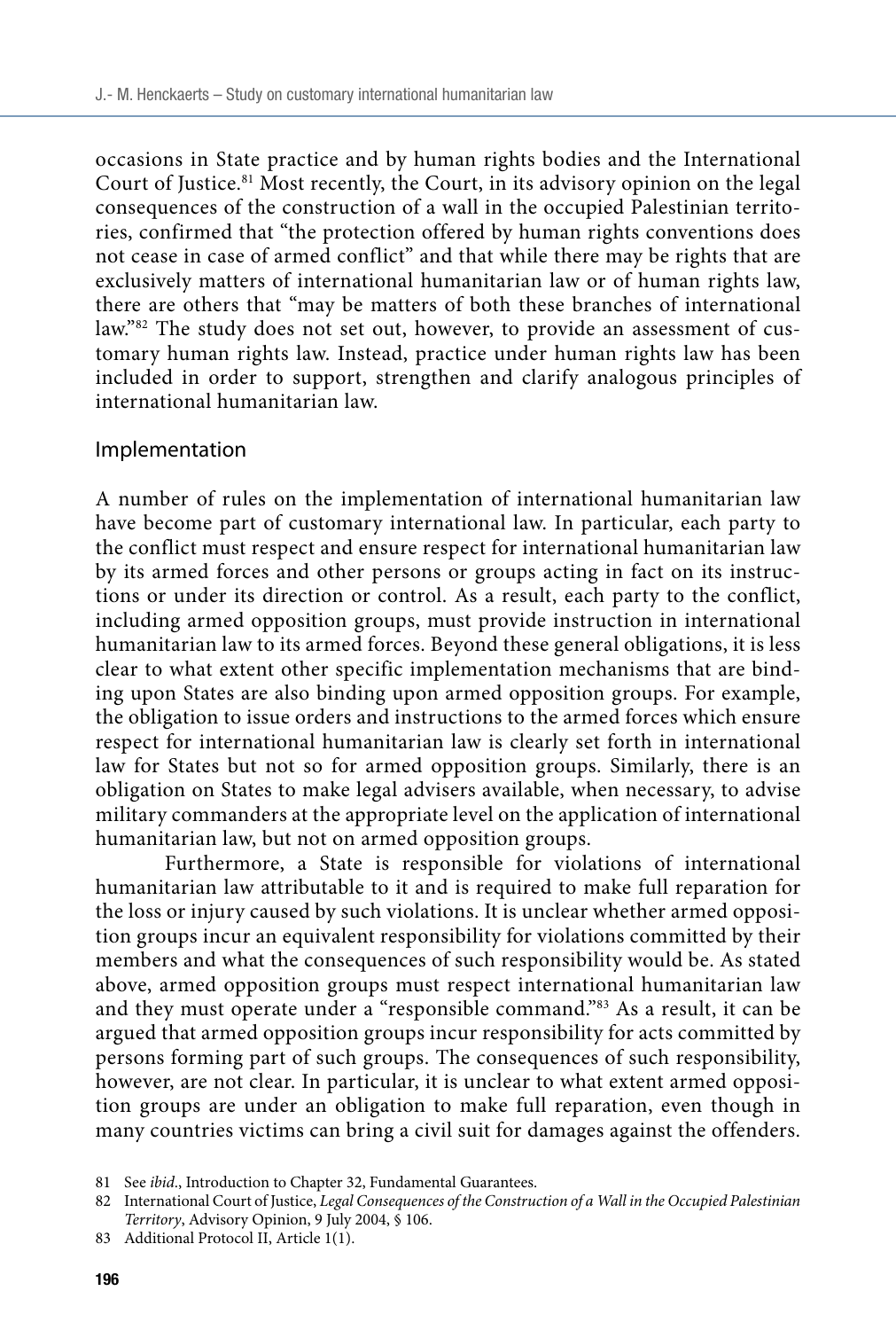occasions in State practice and by human rights bodies and the International Court of Justice.[81] Most recently, the Court, in its advisory opinion on the legal consequences of the construction of a wall in the occupied Palestinian territories, confirmed that "the protection offered by human rights conventions does not cease in case of armed conflict" and that while there may be rights that are exclusively matters of international humanitarian law or of human rights law, there are others that "may be matters of both these branches of international law."[82] The study does not set out, however, to provide an assessment of customary human rights law. Instead, practice under human rights law has been included in order to support, strengthen and clarify analogous principles of international humanitarian law.

## Implementation

A number of rules on the implementation of international humanitarian law have become part of customary international law. In particular, each party to the conflict must respect and ensure respect for international humanitarian law by its armed forces and other persons or groups acting in fact on its instructions or under its direction or control. As a result, each party to the conflict, including armed opposition groups, must provide instruction in international humanitarian law to its armed forces. Beyond these general obligations, it is less clear to what extent other specific implementation mechanisms that are binding upon States are also binding upon armed opposition groups. For example, the obligation to issue orders and instructions to the armed forces which ensure respect for international humanitarian law is clearly set forth in international law for States but not so for armed opposition groups. Similarly, there is an obligation on States to make legal advisers available, when necessary, to advise military commanders at the appropriate level on the application of international humanitarian law, but not on armed opposition groups.

Furthermore, a State is responsible for violations of international humanitarian law attributable to it and is required to make full reparation for the loss or injury caused by such violations. It is unclear whether armed opposition groups incur an equivalent responsibility for violations committed by their members and what the consequences of such responsibility would be. As stated above, armed opposition groups must respect international humanitarian law and they must operate under a "responsible command."[83] As a result, it can be argued that armed opposition groups incur responsibility for acts committed by persons forming part of such groups. The consequences of such responsibility, however, are not clear. In particular, it is unclear to what extent armed opposition groups are under an obligation to make full reparation, even though in many countries victims can bring a civil suit for damages against the offenders.

81 See *ibid*., Introduction to Chapter 32, Fundamental Guarantees.

82 International Court of Justice, *Legal Consequences of the Construction of a Wall in the Occupied Palestinian Territory*, Advisory Opinion, 9 July 2004, § 106.

83 Additional Protocol II, Article 1(1).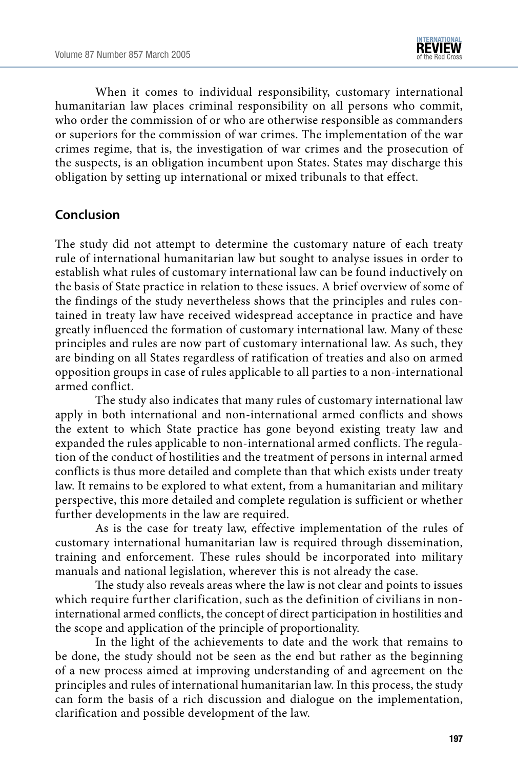When it comes to individual responsibility, customary international humanitarian law places criminal responsibility on all persons who commit, who order the commission of or who are otherwise responsible as commanders or superiors for the commission of war crimes. The implementation of the war crimes regime, that is, the investigation of war crimes and the prosecution of the suspects, is an obligation incumbent upon States. States may discharge this obligation by setting up international or mixed tribunals to that effect.

## Conclusion

The study did not attempt to determine the customary nature of each treaty rule of international humanitarian law but sought to analyse issues in order to establish what rules of customary international law can be found inductively on the basis of State practice in relation to these issues. A brief overview of some of the findings of the study nevertheless shows that the principles and rules contained in treaty law have received widespread acceptance in practice and have greatly influenced the formation of customary international law. Many of these principles and rules are now part of customary international law. As such, they are binding on all States regardless of ratification of treaties and also on armed opposition groups in case of rules applicable to all parties to a non-international armed conflict.

The study also indicates that many rules of customary international law apply in both international and non-international armed conflicts and shows the extent to which State practice has gone beyond existing treaty law and expanded the rules applicable to non-international armed conflicts. The regulation of the conduct of hostilities and the treatment of persons in internal armed conflicts is thus more detailed and complete than that which exists under treaty law. It remains to be explored to what extent, from a humanitarian and military perspective, this more detailed and complete regulation is sufficient or whether further developments in the law are required.

As is the case for treaty law, effective implementation of the rules of customary international humanitarian law is required through dissemination, training and enforcement. These rules should be incorporated into military manuals and national legislation, wherever this is not already the case.

The study also reveals areas where the law is not clear and points to issues which require further clarification, such as the definition of civilians in non-international armed conflicts, the concept of direct participation in hostilities and the scope and application of the principle of proportionality.

In the light of the achievements to date and the work that remains to be done, the study should not be seen as the end but rather as the beginning of a new process aimed at improving understanding of and agreement on the principles and rules of international humanitarian law. In this process, the study can form the basis of a rich discussion and dialogue on the implementation, clarification and possible development of the law.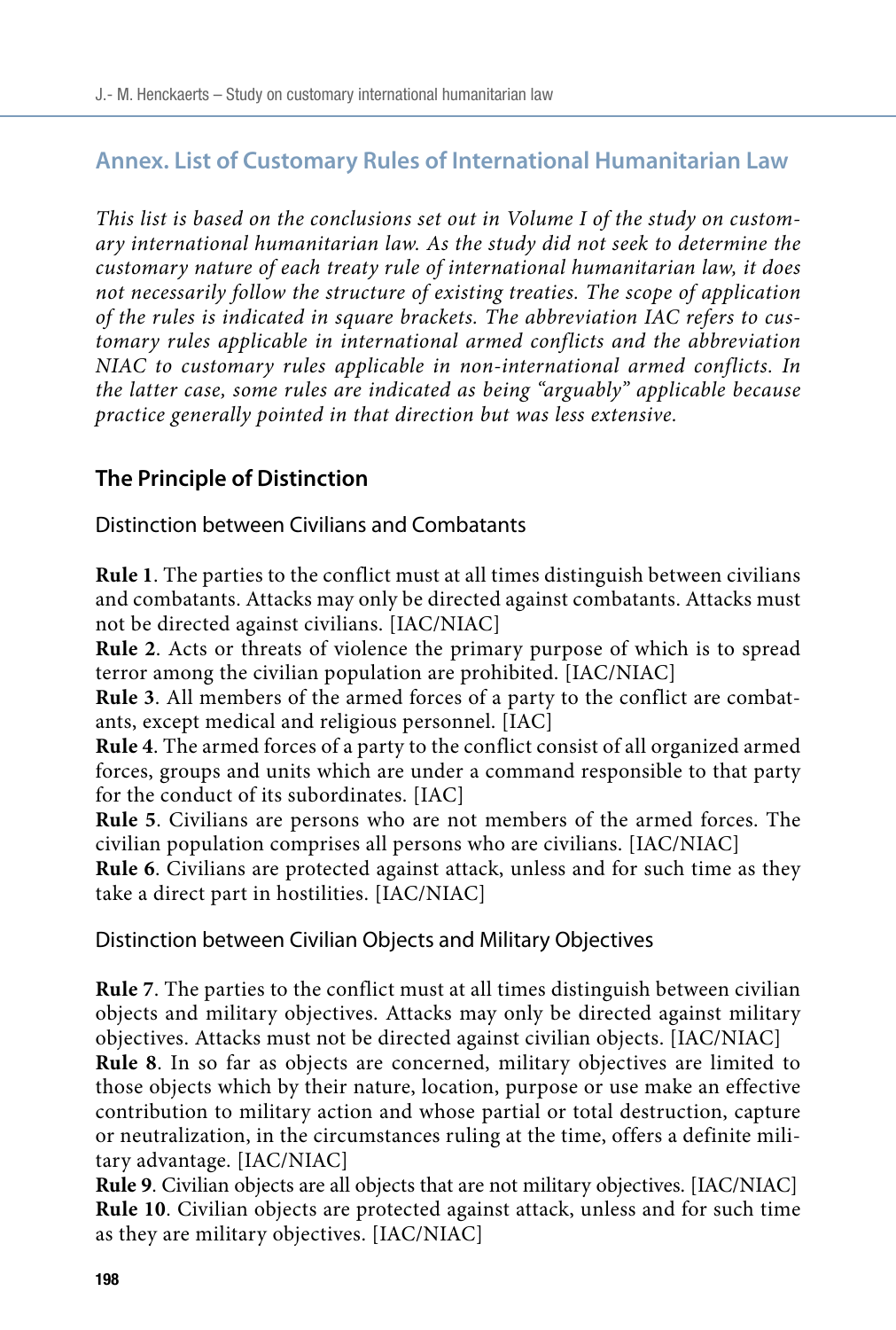## Annex. List of Customary Rules of International Humanitarian Law

*This list is based on the conclusions set out in Volume I of the study on customary international humanitarian law. As the study did not seek to determine the customary nature of each treaty rule of international humanitarian law, it does not necessarily follow the structure of existing treaties. The scope of application of the rules is indicated in square brackets. The abbreviation IAC refers to customary rules applicable in international armed conflicts and the abbreviation NIAC to customary rules applicable in non-international armed conflicts. In the latter case, some rules are indicated as being "arguably" applicable because practice generally pointed in that direction but was less extensive.*

### The Principle of Distinction

#### Distinction between Civilians and Combatants

**Rule 1**. The parties to the conflict must at all times distinguish between civilians and combatants. Attacks may only be directed against combatants. Attacks must not be directed against civilians. [IAC/NIAC]

**Rule 2**. Acts or threats of violence the primary purpose of which is to spread terror among the civilian population are prohibited. [IAC/NIAC]

**Rule 3**. All members of the armed forces of a party to the conflict are combatants, except medical and religious personnel. [IAC]

**Rule 4**. The armed forces of a party to the conflict consist of all organized armed forces, groups and units which are under a command responsible to that party for the conduct of its subordinates. [IAC]

**Rule 5**. Civilians are persons who are not members of the armed forces. The civilian population comprises all persons who are civilians. [IAC/NIAC]

**Rule 6**. Civilians are protected against attack, unless and for such time as they take a direct part in hostilities. [IAC/NIAC]

#### Distinction between Civilian Objects and Military Objectives

**Rule 7**. The parties to the conflict must at all times distinguish between civilian objects and military objectives. Attacks may only be directed against military objectives. Attacks must not be directed against civilian objects. [IAC/NIAC]

**Rule 8**. In so far as objects are concerned, military objectives are limited to those objects which by their nature, location, purpose or use make an effective contribution to military action and whose partial or total destruction, capture or neutralization, in the circumstances ruling at the time, offers a definite military advantage. [IAC/NIAC]

**Rule 9**. Civilian objects are all objects that are not military objectives. [IAC/NIAC]

**Rule 10**. Civilian objects are protected against attack, unless and for such time as they are military objectives. [IAC/NIAC]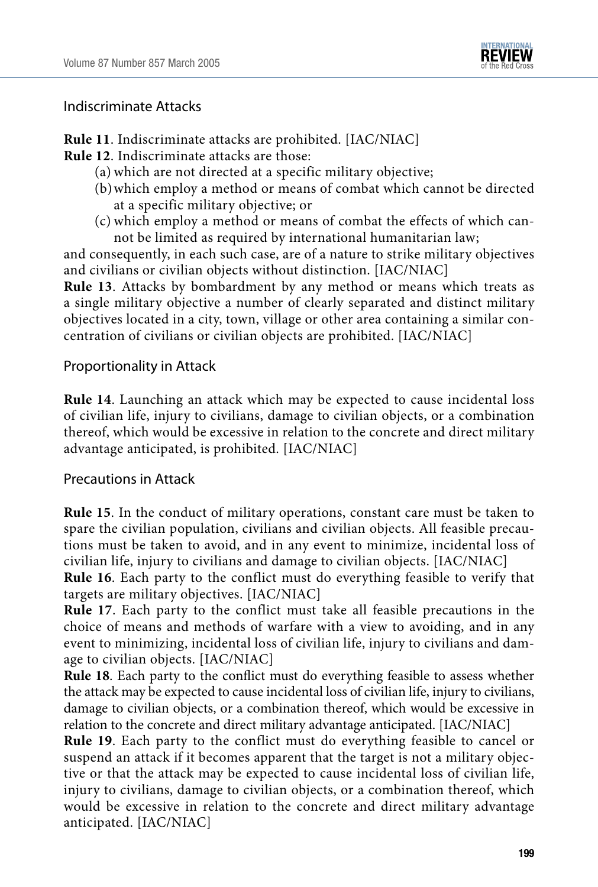## Indiscriminate Attacks

**Rule 11**. Indiscriminate attacks are prohibited. [IAC/NIAC]

**Rule 12**. Indiscriminate attacks are those:

(a) which are not directed at a specific military objective;

(b) which employ a method or means of combat which cannot be directed at a specific military objective; or

(c) which employ a method or means of combat the effects of which cannot be limited as required by international humanitarian law;

and consequently, in each such case, are of a nature to strike military objectives and civilians or civilian objects without distinction. [IAC/NIAC]

**Rule 13**. Attacks by bombardment by any method or means which treats as a single military objective a number of clearly separated and distinct military objectives located in a city, town, village or other area containing a similar concentration of civilians or civilian objects are prohibited. [IAC/NIAC]

## Proportionality in Attack

**Rule 14**. Launching an attack which may be expected to cause incidental loss of civilian life, injury to civilians, damage to civilian objects, or a combination thereof, which would be excessive in relation to the concrete and direct military advantage anticipated, is prohibited. [IAC/NIAC]

## Precautions in Attack

**Rule 15**. In the conduct of military operations, constant care must be taken to spare the civilian population, civilians and civilian objects. All feasible precautions must be taken to avoid, and in any event to minimize, incidental loss of civilian life, injury to civilians and damage to civilian objects. [IAC/NIAC]

**Rule 16**. Each party to the conflict must do everything feasible to verify that targets are military objectives. [IAC/NIAC]

**Rule 17**. Each party to the conflict must take all feasible precautions in the choice of means and methods of warfare with a view to avoiding, and in any event to minimizing, incidental loss of civilian life, injury to civilians and damage to civilian objects. [IAC/NIAC]

**Rule 18**. Each party to the conflict must do everything feasible to assess whether the attack may be expected to cause incidental loss of civilian life, injury to civilians, damage to civilian objects, or a combination thereof, which would be excessive in relation to the concrete and direct military advantage anticipated. [IAC/NIAC]

**Rule 19**. Each party to the conflict must do everything feasible to cancel or suspend an attack if it becomes apparent that the target is not a military objective or that the attack may be expected to cause incidental loss of civilian life, injury to civilians, damage to civilian objects, or a combination thereof, which would be excessive in relation to the concrete and direct military advantage anticipated. [IAC/NIAC]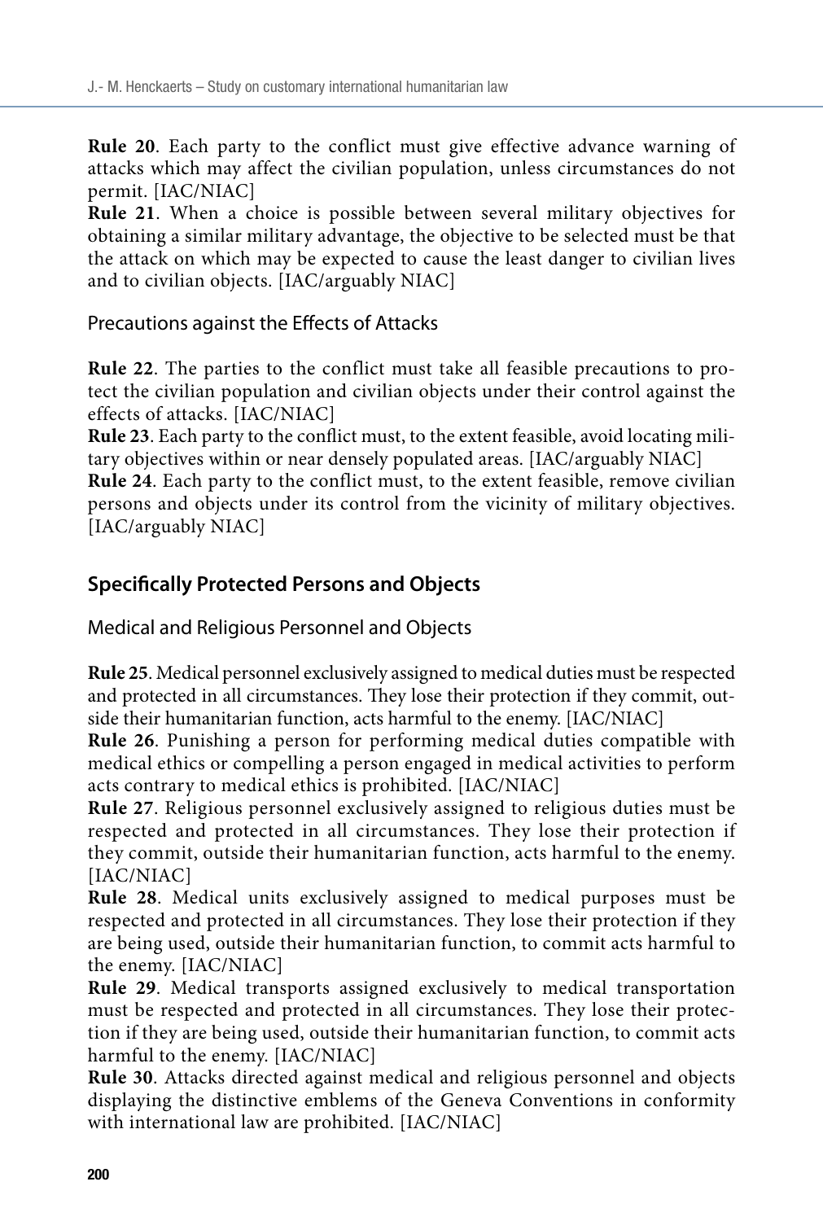**Rule 20**. Each party to the conflict must give effective advance warning of attacks which may affect the civilian population, unless circumstances do not permit. [IAC/NIAC]

**Rule 21**. When a choice is possible between several military objectives for obtaining a similar military advantage, the objective to be selected must be that the attack on which may be expected to cause the least danger to civilian lives and to civilian objects. [IAC/arguably NIAC]

### Precautions against the Effects of Attacks

**Rule 22**. The parties to the conflict must take all feasible precautions to protect the civilian population and civilian objects under their control against the effects of attacks. [IAC/NIAC]

**Rule 23**. Each party to the conflict must, to the extent feasible, avoid locating military objectives within or near densely populated areas. [IAC/arguably NIAC]

**Rule 24**. Each party to the conflict must, to the extent feasible, remove civilian persons and objects under its control from the vicinity of military objectives. [IAC/arguably NIAC]

## Specifically Protected Persons and Objects

### Medical and Religious Personnel and Objects

**Rule 25**. Medical personnel exclusively assigned to medical duties must be respected and protected in all circumstances. They lose their protection if they commit, outside their humanitarian function, acts harmful to the enemy. [IAC/NIAC]

**Rule 26**. Punishing a person for performing medical duties compatible with medical ethics or compelling a person engaged in medical activities to perform acts contrary to medical ethics is prohibited. [IAC/NIAC]

**Rule 27**. Religious personnel exclusively assigned to religious duties must be respected and protected in all circumstances. They lose their protection if they commit, outside their humanitarian function, acts harmful to the enemy. [IAC/NIAC]

**Rule 28**. Medical units exclusively assigned to medical purposes must be respected and protected in all circumstances. They lose their protection if they are being used, outside their humanitarian function, to commit acts harmful to the enemy. [IAC/NIAC]

**Rule 29**. Medical transports assigned exclusively to medical transportation must be respected and protected in all circumstances. They lose their protection if they are being used, outside their humanitarian function, to commit acts harmful to the enemy. [IAC/NIAC]

**Rule 30**. Attacks directed against medical and religious personnel and objects displaying the distinctive emblems of the Geneva Conventions in conformity with international law are prohibited. [IAC/NIAC]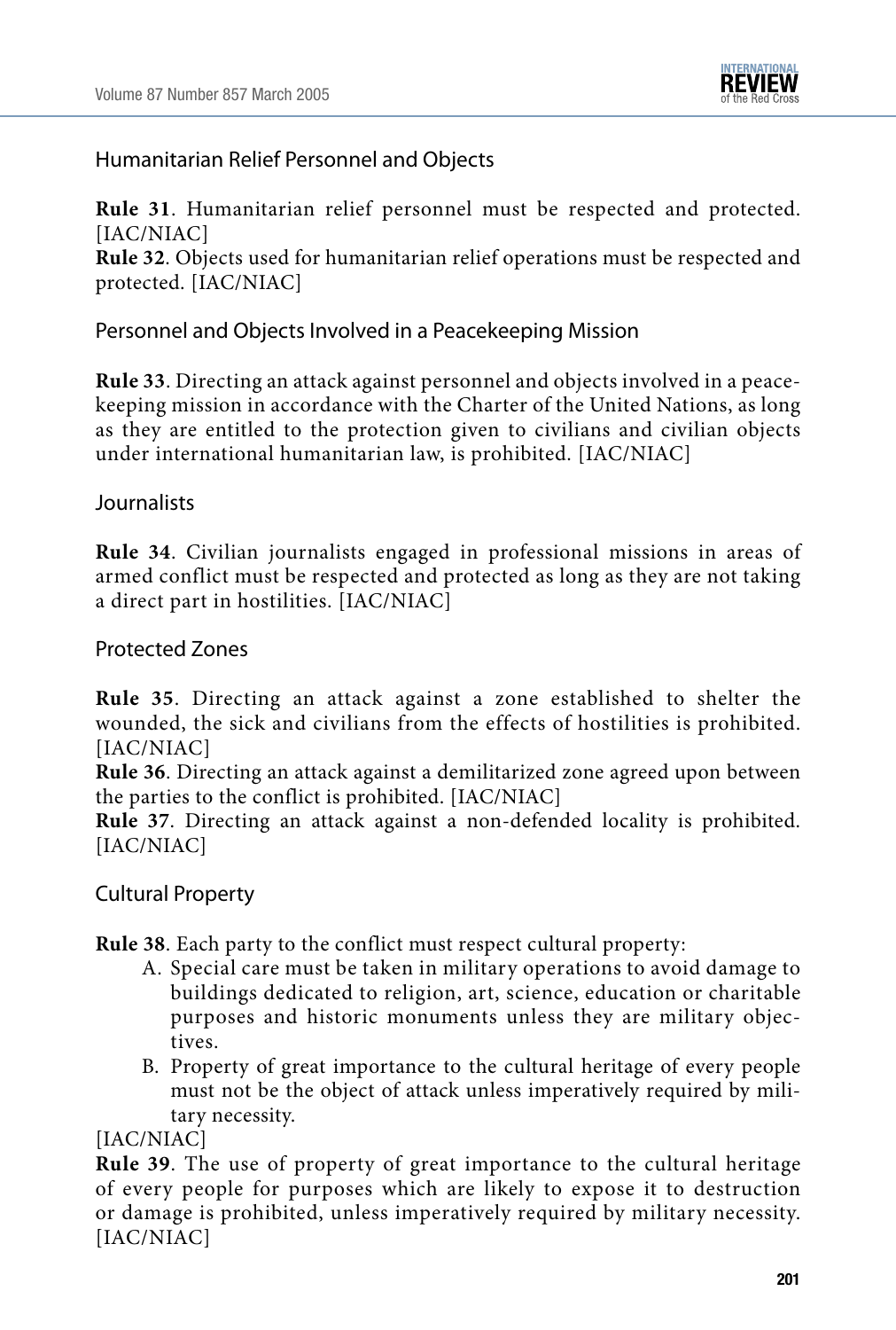### Humanitarian Relief Personnel and Objects

**Rule 31**. Humanitarian relief personnel must be respected and protected. [IAC/NIAC]

**Rule 32**. Objects used for humanitarian relief operations must be respected and protected. [IAC/NIAC]

### Personnel and Objects Involved in a Peacekeeping Mission

**Rule 33**. Directing an attack against personnel and objects involved in a peacekeeping mission in accordance with the Charter of the United Nations, as long as they are entitled to the protection given to civilians and civilian objects under international humanitarian law, is prohibited. [IAC/NIAC]

### Journalists

**Rule 34**. Civilian journalists engaged in professional missions in areas of armed conflict must be respected and protected as long as they are not taking a direct part in hostilities. [IAC/NIAC]

### Protected Zones

**Rule 35**. Directing an attack against a zone established to shelter the wounded, the sick and civilians from the effects of hostilities is prohibited. [IAC/NIAC]

**Rule 36**. Directing an attack against a demilitarized zone agreed upon between the parties to the conflict is prohibited. [IAC/NIAC]

**Rule 37**. Directing an attack against a non-defended locality is prohibited. [IAC/NIAC]

### Cultural Property

**Rule 38**. Each party to the conflict must respect cultural property:

A. Special care must be taken in military operations to avoid damage to buildings dedicated to religion, art, science, education or charitable purposes and historic monuments unless they are military objectives.

B. Property of great importance to the cultural heritage of every people must not be the object of attack unless imperatively required by military necessity.

[IAC/NIAC]

**Rule 39**. The use of property of great importance to the cultural heritage of every people for purposes which are likely to expose it to destruction or damage is prohibited, unless imperatively required by military necessity. [IAC/NIAC]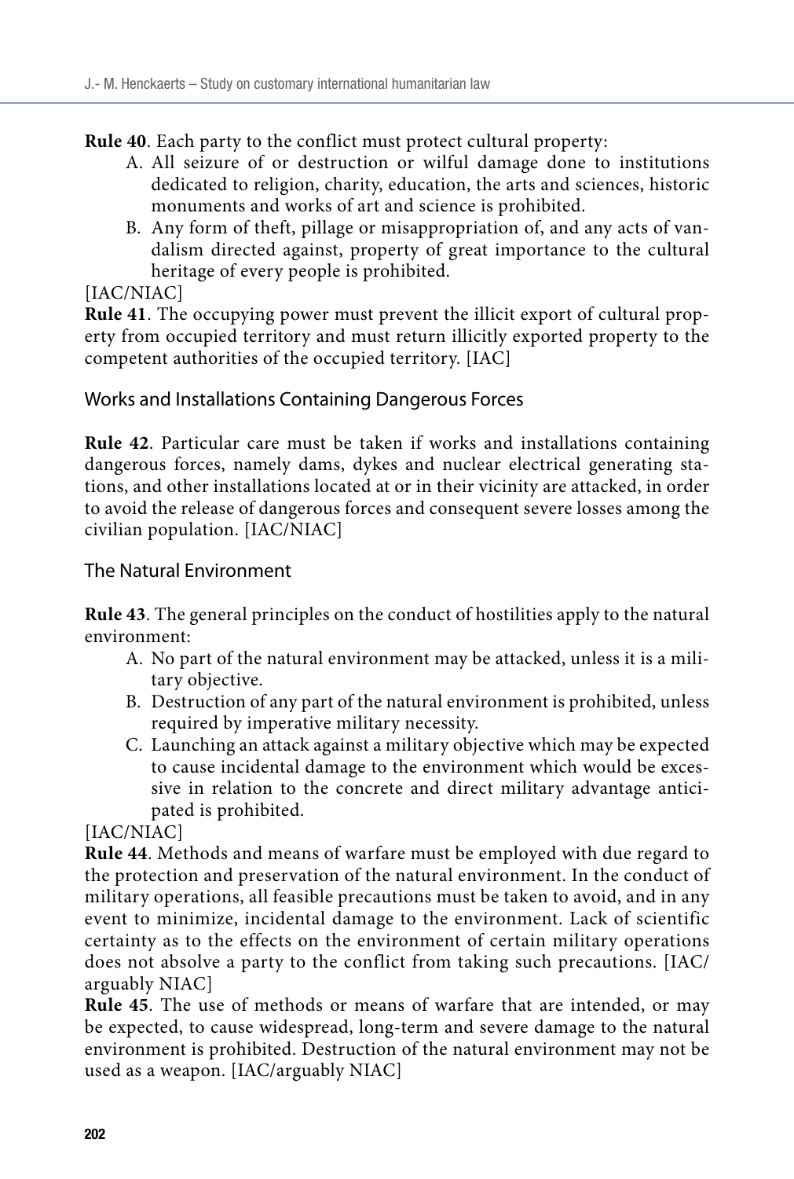**Rule 40**. Each party to the conflict must protect cultural property:

A. All seizure of or destruction or wilful damage done to institutions dedicated to religion, charity, education, the arts and sciences, historic monuments and works of art and science is prohibited.
B. Any form of theft, pillage or misappropriation of, and any acts of vandalism directed against, property of great importance to the cultural heritage of every people is prohibited.

[IAC/NIAC]

**Rule 41**. The occupying power must prevent the illicit export of cultural property from occupied territory and must return illicitly exported property to the competent authorities of the occupied territory. [IAC]

## Works and Installations Containing Dangerous Forces

**Rule 42**. Particular care must be taken if works and installations containing dangerous forces, namely dams, dykes and nuclear electrical generating stations, and other installations located at or in their vicinity are attacked, in order to avoid the release of dangerous forces and consequent severe losses among the civilian population. [IAC/NIAC]

## The Natural Environment

**Rule 43**. The general principles on the conduct of hostilities apply to the natural environment:

A. No part of the natural environment may be attacked, unless it is a military objective.
B. Destruction of any part of the natural environment is prohibited, unless required by imperative military necessity.
C. Launching an attack against a military objective which may be expected to cause incidental damage to the environment which would be excessive in relation to the concrete and direct military advantage anticipated is prohibited.

[IAC/NIAC]

**Rule 44**. Methods and means of warfare must be employed with due regard to the protection and preservation of the natural environment. In the conduct of military operations, all feasible precautions must be taken to avoid, and in any event to minimize, incidental damage to the environment. Lack of scientific certainty as to the effects on the environment of certain military operations does not absolve a party to the conflict from taking such precautions. [IAC/arguably NIAC]

**Rule 45**. The use of methods or means of warfare that are intended, or may be expected, to cause widespread, long-term and severe damage to the natural environment is prohibited. Destruction of the natural environment may not be used as a weapon. [IAC/arguably NIAC]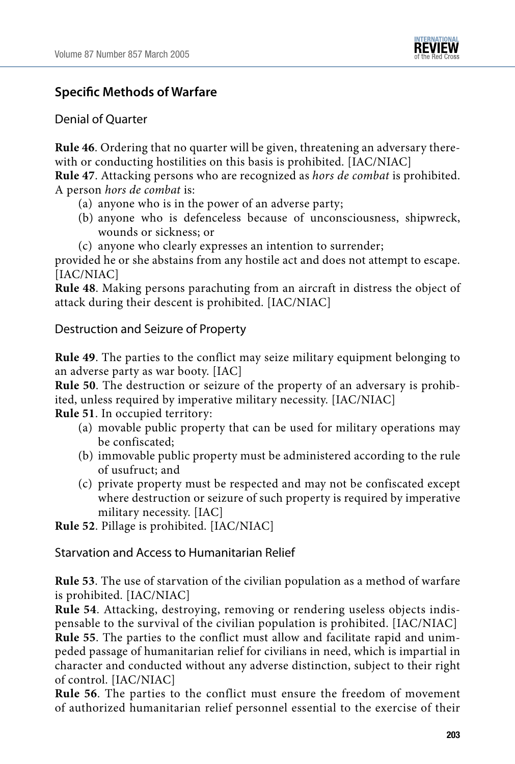## Specific Methods of Warfare

### Denial of Quarter

**Rule 46**. Ordering that no quarter will be given, threatening an adversary therewith or conducting hostilities on this basis is prohibited. [IAC/NIAC]

**Rule 47**. Attacking persons who are recognized as *hors de combat* is prohibited. A person *hors de combat* is:

(a) anyone who is in the power of an adverse party;

(b) anyone who is defenceless because of unconsciousness, shipwreck, wounds or sickness; or

(c) anyone who clearly expresses an intention to surrender;

provided he or she abstains from any hostile act and does not attempt to escape. [IAC/NIAC]

**Rule 48**. Making persons parachuting from an aircraft in distress the object of attack during their descent is prohibited. [IAC/NIAC]

### Destruction and Seizure of Property

**Rule 49**. The parties to the conflict may seize military equipment belonging to an adverse party as war booty. [IAC]

**Rule 50**. The destruction or seizure of the property of an adversary is prohibited, unless required by imperative military necessity. [IAC/NIAC]

**Rule 51**. In occupied territory:

(a) movable public property that can be used for military operations may be confiscated;

(b) immovable public property must be administered according to the rule of usufruct; and

(c) private property must be respected and may not be confiscated except where destruction or seizure of such property is required by imperative military necessity. [IAC]

**Rule 52**. Pillage is prohibited. [IAC/NIAC]

### Starvation and Access to Humanitarian Relief

**Rule 53**. The use of starvation of the civilian population as a method of warfare is prohibited. [IAC/NIAC]

**Rule 54**. Attacking, destroying, removing or rendering useless objects indispensable to the survival of the civilian population is prohibited. [IAC/NIAC]

**Rule 55**. The parties to the conflict must allow and facilitate rapid and unimpeded passage of humanitarian relief for civilians in need, which is impartial in character and conducted without any adverse distinction, subject to their right of control. [IAC/NIAC]

**Rule 56**. The parties to the conflict must ensure the freedom of movement of authorized humanitarian relief personnel essential to the exercise of their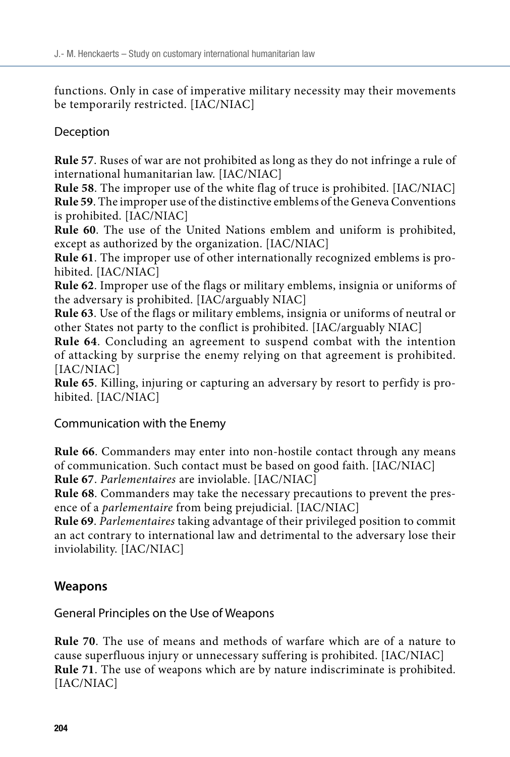functions. Only in case of imperative military necessity may their movements be temporarily restricted. [IAC/NIAC]

### Deception

**Rule 57**. Ruses of war are not prohibited as long as they do not infringe a rule of international humanitarian law. [IAC/NIAC]

**Rule 58**. The improper use of the white flag of truce is prohibited. [IAC/NIAC]

**Rule 59**. The improper use of the distinctive emblems of the Geneva Conventions is prohibited. [IAC/NIAC]

**Rule 60**. The use of the United Nations emblem and uniform is prohibited, except as authorized by the organization. [IAC/NIAC]

**Rule 61**. The improper use of other internationally recognized emblems is prohibited. [IAC/NIAC]

**Rule 62**. Improper use of the flags or military emblems, insignia or uniforms of the adversary is prohibited. [IAC/arguably NIAC]

**Rule 63**. Use of the flags or military emblems, insignia or uniforms of neutral or other States not party to the conflict is prohibited. [IAC/arguably NIAC]

**Rule 64**. Concluding an agreement to suspend combat with the intention of attacking by surprise the enemy relying on that agreement is prohibited. [IAC/NIAC]

**Rule 65**. Killing, injuring or capturing an adversary by resort to perfidy is prohibited. [IAC/NIAC]

### Communication with the Enemy

**Rule 66**. Commanders may enter into non-hostile contact through any means of communication. Such contact must be based on good faith. [IAC/NIAC]

**Rule 67**. *Parlementaires* are inviolable. [IAC/NIAC]

**Rule 68**. Commanders may take the necessary precautions to prevent the presence of a *parlementaire* from being prejudicial. [IAC/NIAC]

**Rule 69**. *Parlementaires* taking advantage of their privileged position to commit an act contrary to international law and detrimental to the adversary lose their inviolability. [IAC/NIAC]

## Weapons

### General Principles on the Use of Weapons

**Rule 70**. The use of means and methods of warfare which are of a nature to cause superfluous injury or unnecessary suffering is prohibited. [IAC/NIAC]

**Rule 71**. The use of weapons which are by nature indiscriminate is prohibited. [IAC/NIAC]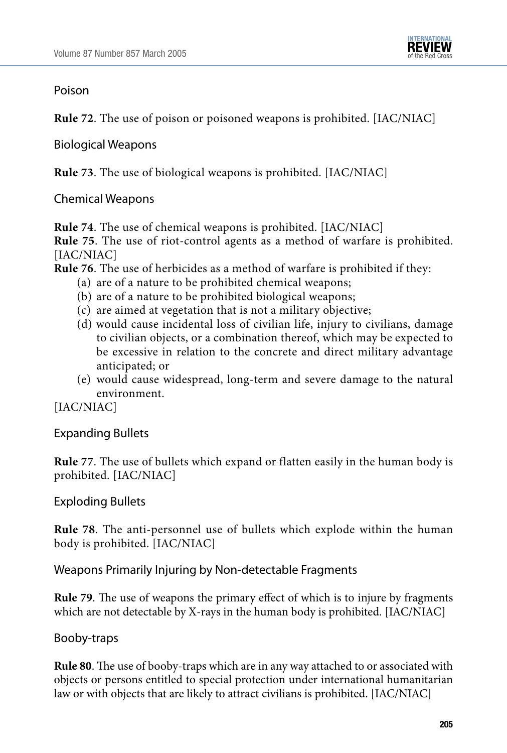### Poison

**Rule 72**. The use of poison or poisoned weapons is prohibited. [IAC/NIAC]

### Biological Weapons

**Rule 73**. The use of biological weapons is prohibited. [IAC/NIAC]

### Chemical Weapons

**Rule 74**. The use of chemical weapons is prohibited. [IAC/NIAC]
**Rule 75**. The use of riot-control agents as a method of warfare is prohibited. [IAC/NIAC]
**Rule 76**. The use of herbicides as a method of warfare is prohibited if they:

- (a) are of a nature to be prohibited chemical weapons;
- (b) are of a nature to be prohibited biological weapons;
- (c) are aimed at vegetation that is not a military objective;
- (d) would cause incidental loss of civilian life, injury to civilians, damage to civilian objects, or a combination thereof, which may be expected to be excessive in relation to the concrete and direct military advantage anticipated; or
- (e) would cause widespread, long-term and severe damage to the natural environment.

[IAC/NIAC]

### Expanding Bullets

**Rule 77**. The use of bullets which expand or flatten easily in the human body is prohibited. [IAC/NIAC]

### Exploding Bullets

**Rule 78**. The anti-personnel use of bullets which explode within the human body is prohibited. [IAC/NIAC]

### Weapons Primarily Injuring by Non-detectable Fragments

**Rule 79**. The use of weapons the primary effect of which is to injure by fragments which are not detectable by X-rays in the human body is prohibited. [IAC/NIAC]

### Booby-traps

**Rule 80**. The use of booby-traps which are in any way attached to or associated with objects or persons entitled to special protection under international humanitarian law or with objects that are likely to attract civilians is prohibited. [IAC/NIAC]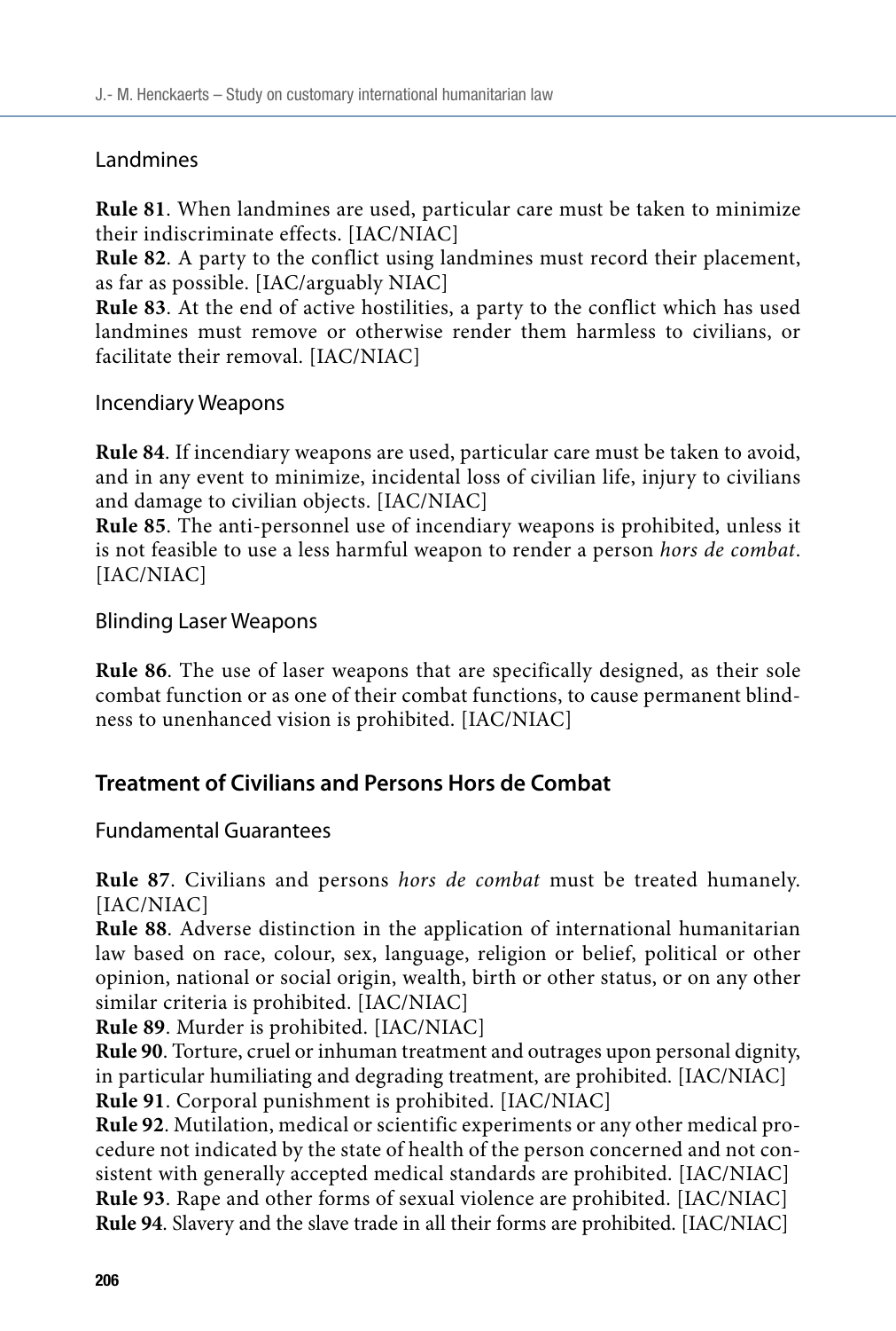### Landmines

**Rule 81**. When landmines are used, particular care must be taken to minimize their indiscriminate effects. [IAC/NIAC]

**Rule 82**. A party to the conflict using landmines must record their placement, as far as possible. [IAC/arguably NIAC]

**Rule 83**. At the end of active hostilities, a party to the conflict which has used landmines must remove or otherwise render them harmless to civilians, or facilitate their removal. [IAC/NIAC]

### Incendiary Weapons

**Rule 84**. If incendiary weapons are used, particular care must be taken to avoid, and in any event to minimize, incidental loss of civilian life, injury to civilians and damage to civilian objects. [IAC/NIAC]

**Rule 85**. The anti-personnel use of incendiary weapons is prohibited, unless it is not feasible to use a less harmful weapon to render a person *hors de combat*. [IAC/NIAC]

### Blinding Laser Weapons

**Rule 86**. The use of laser weapons that are specifically designed, as their sole combat function or as one of their combat functions, to cause permanent blindness to unenhanced vision is prohibited. [IAC/NIAC]

## Treatment of Civilians and Persons Hors de Combat

### Fundamental Guarantees

**Rule 87**. Civilians and persons *hors de combat* must be treated humanely. [IAC/NIAC]

**Rule 88**. Adverse distinction in the application of international humanitarian law based on race, colour, sex, language, religion or belief, political or other opinion, national or social origin, wealth, birth or other status, or on any other similar criteria is prohibited. [IAC/NIAC]

**Rule 89**. Murder is prohibited. [IAC/NIAC]

**Rule 90**. Torture, cruel or inhuman treatment and outrages upon personal dignity, in particular humiliating and degrading treatment, are prohibited. [IAC/NIAC]

**Rule 91**. Corporal punishment is prohibited. [IAC/NIAC]

**Rule 92**. Mutilation, medical or scientific experiments or any other medical procedure not indicated by the state of health of the person concerned and not consistent with generally accepted medical standards are prohibited. [IAC/NIAC]

**Rule 93**. Rape and other forms of sexual violence are prohibited. [IAC/NIAC]

**Rule 94**. Slavery and the slave trade in all their forms are prohibited. [IAC/NIAC]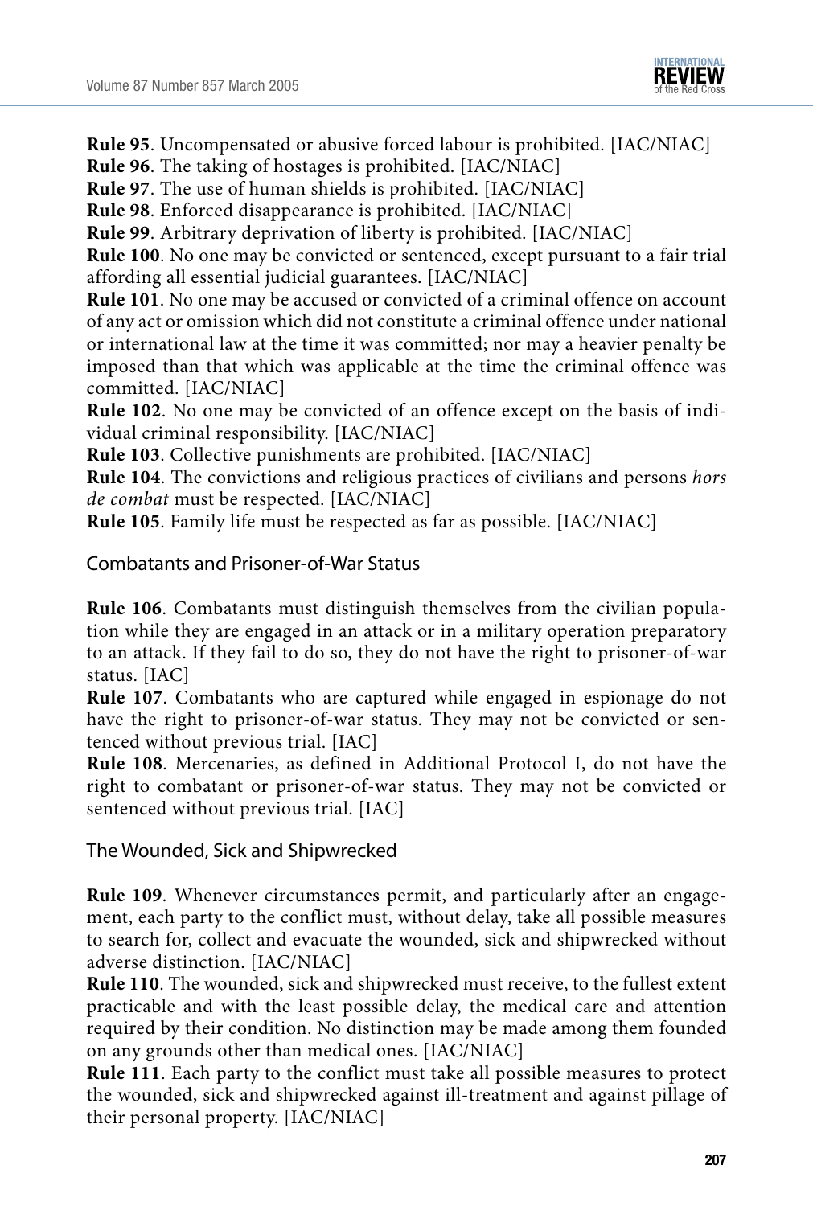**Rule 95**. Uncompensated or abusive forced labour is prohibited. [IAC/NIAC]

**Rule 96**. The taking of hostages is prohibited. [IAC/NIAC]

**Rule 97**. The use of human shields is prohibited. [IAC/NIAC]

**Rule 98**. Enforced disappearance is prohibited. [IAC/NIAC]

**Rule 99**. Arbitrary deprivation of liberty is prohibited. [IAC/NIAC]

**Rule 100**. No one may be convicted or sentenced, except pursuant to a fair trial affording all essential judicial guarantees. [IAC/NIAC]

**Rule 101**. No one may be accused or convicted of a criminal offence on account of any act or omission which did not constitute a criminal offence under national or international law at the time it was committed; nor may a heavier penalty be imposed than that which was applicable at the time the criminal offence was committed. [IAC/NIAC]

**Rule 102**. No one may be convicted of an offence except on the basis of individual criminal responsibility. [IAC/NIAC]

**Rule 103**. Collective punishments are prohibited. [IAC/NIAC]

**Rule 104**. The convictions and religious practices of civilians and persons *hors de combat* must be respected. [IAC/NIAC]

**Rule 105**. Family life must be respected as far as possible. [IAC/NIAC]

## Combatants and Prisoner-of-War Status

**Rule 106**. Combatants must distinguish themselves from the civilian population while they are engaged in an attack or in a military operation preparatory to an attack. If they fail to do so, they do not have the right to prisoner-of-war status. [IAC]

**Rule 107**. Combatants who are captured while engaged in espionage do not have the right to prisoner-of-war status. They may not be convicted or sentenced without previous trial. [IAC]

**Rule 108**. Mercenaries, as defined in Additional Protocol I, do not have the right to combatant or prisoner-of-war status. They may not be convicted or sentenced without previous trial. [IAC]

## The Wounded, Sick and Shipwrecked

**Rule 109**. Whenever circumstances permit, and particularly after an engagement, each party to the conflict must, without delay, take all possible measures to search for, collect and evacuate the wounded, sick and shipwrecked without adverse distinction. [IAC/NIAC]

**Rule 110**. The wounded, sick and shipwrecked must receive, to the fullest extent practicable and with the least possible delay, the medical care and attention required by their condition. No distinction may be made among them founded on any grounds other than medical ones. [IAC/NIAC]

**Rule 111**. Each party to the conflict must take all possible measures to protect the wounded, sick and shipwrecked against ill-treatment and against pillage of their personal property. [IAC/NIAC]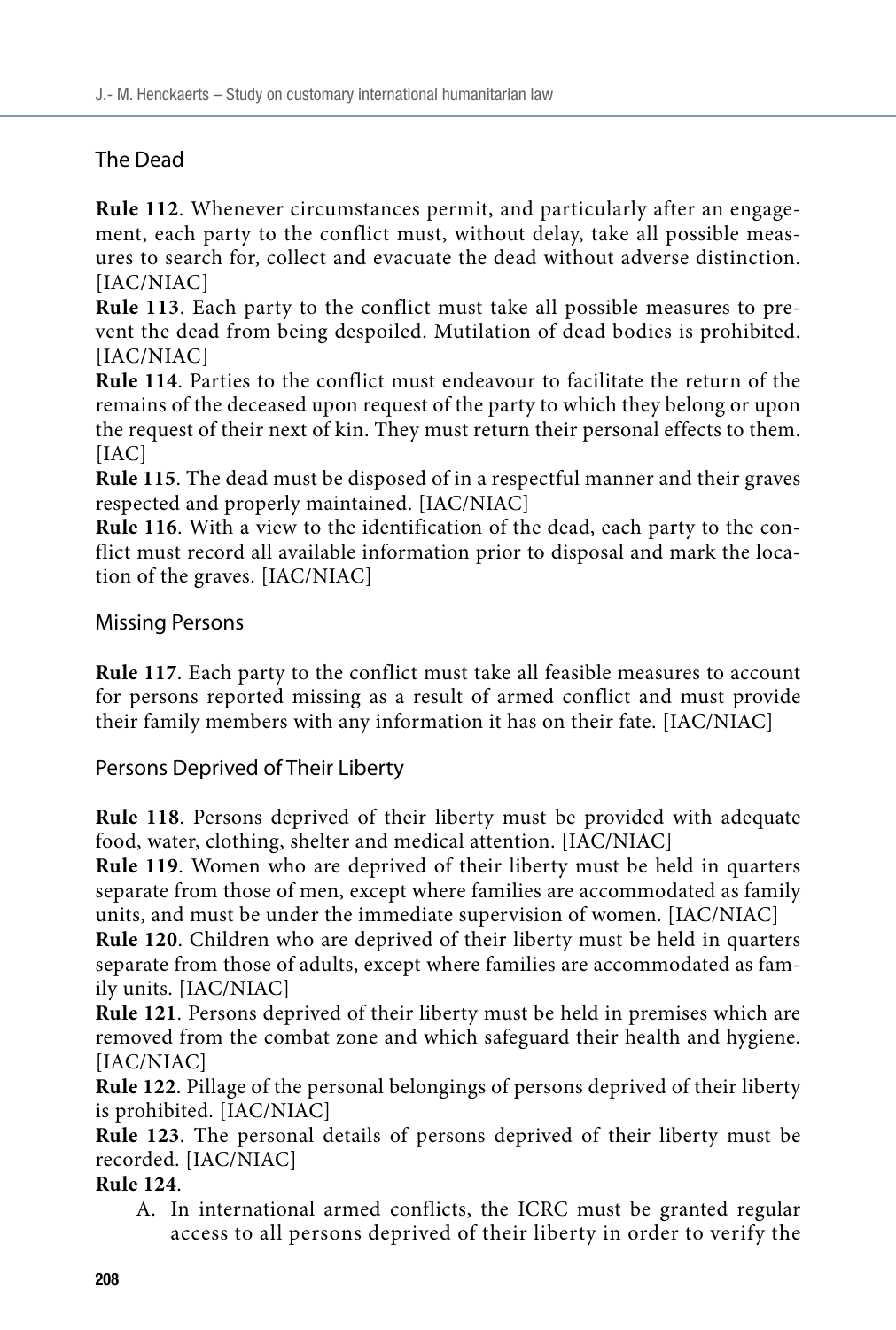## The Dead

**Rule 112**. Whenever circumstances permit, and particularly after an engagement, each party to the conflict must, without delay, take all possible measures to search for, collect and evacuate the dead without adverse distinction. [IAC/NIAC]

**Rule 113**. Each party to the conflict must take all possible measures to prevent the dead from being despoiled. Mutilation of dead bodies is prohibited. [IAC/NIAC]

**Rule 114**. Parties to the conflict must endeavour to facilitate the return of the remains of the deceased upon request of the party to which they belong or upon the request of their next of kin. They must return their personal effects to them. [IAC]

**Rule 115**. The dead must be disposed of in a respectful manner and their graves respected and properly maintained. [IAC/NIAC]

**Rule 116**. With a view to the identification of the dead, each party to the conflict must record all available information prior to disposal and mark the location of the graves. [IAC/NIAC]

## Missing Persons

**Rule 117**. Each party to the conflict must take all feasible measures to account for persons reported missing as a result of armed conflict and must provide their family members with any information it has on their fate. [IAC/NIAC]

## Persons Deprived of Their Liberty

**Rule 118**. Persons deprived of their liberty must be provided with adequate food, water, clothing, shelter and medical attention. [IAC/NIAC]

**Rule 119**. Women who are deprived of their liberty must be held in quarters separate from those of men, except where families are accommodated as family units, and must be under the immediate supervision of women. [IAC/NIAC]

**Rule 120**. Children who are deprived of their liberty must be held in quarters separate from those of adults, except where families are accommodated as family units. [IAC/NIAC]

**Rule 121**. Persons deprived of their liberty must be held in premises which are removed from the combat zone and which safeguard their health and hygiene. [IAC/NIAC]

**Rule 122**. Pillage of the personal belongings of persons deprived of their liberty is prohibited. [IAC/NIAC]

**Rule 123**. The personal details of persons deprived of their liberty must be recorded. [IAC/NIAC]

**Rule 124**.

A. In international armed conflicts, the ICRC must be granted regular access to all persons deprived of their liberty in order to verify the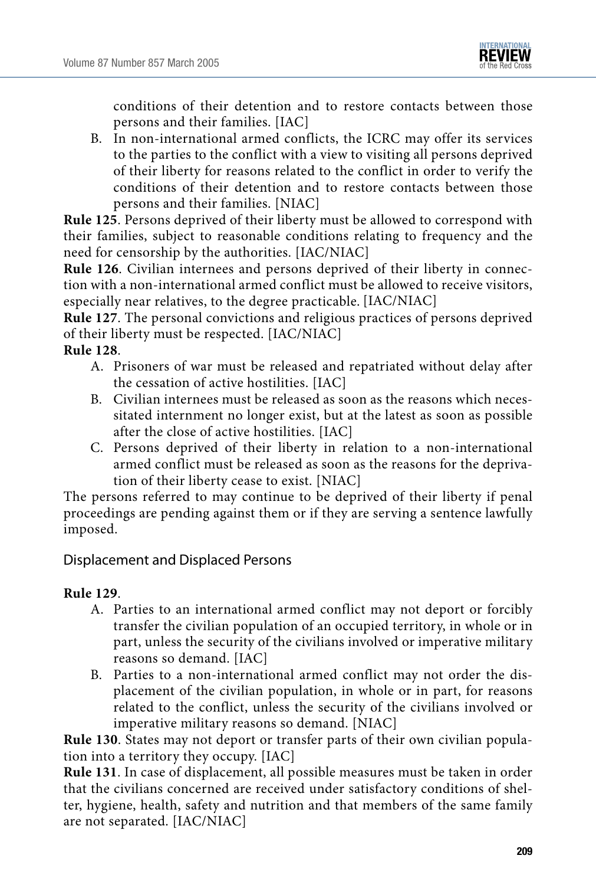conditions of their detention and to restore contacts between those persons and their families. [IAC]

B. In non-international armed conflicts, the ICRC may offer its services to the parties to the conflict with a view to visiting all persons deprived of their liberty for reasons related to the conflict in order to verify the conditions of their detention and to restore contacts between those persons and their families. [NIAC]

**Rule 125**. Persons deprived of their liberty must be allowed to correspond with their families, subject to reasonable conditions relating to frequency and the need for censorship by the authorities. [IAC/NIAC]

**Rule 126**. Civilian internees and persons deprived of their liberty in connection with a non-international armed conflict must be allowed to receive visitors, especially near relatives, to the degree practicable. [IAC/NIAC]

**Rule 127**. The personal convictions and religious practices of persons deprived of their liberty must be respected. [IAC/NIAC]

**Rule 128**.

A. Prisoners of war must be released and repatriated without delay after the cessation of active hostilities. [IAC]

B. Civilian internees must be released as soon as the reasons which necessitated internment no longer exist, but at the latest as soon as possible after the close of active hostilities. [IAC]

C. Persons deprived of their liberty in relation to a non-international armed conflict must be released as soon as the reasons for the deprivation of their liberty cease to exist. [NIAC]

The persons referred to may continue to be deprived of their liberty if penal proceedings are pending against them or if they are serving a sentence lawfully imposed.

## Displacement and Displaced Persons

**Rule 129**.

A. Parties to an international armed conflict may not deport or forcibly transfer the civilian population of an occupied territory, in whole or in part, unless the security of the civilians involved or imperative military reasons so demand. [IAC]

B. Parties to a non-international armed conflict may not order the displacement of the civilian population, in whole or in part, for reasons related to the conflict, unless the security of the civilians involved or imperative military reasons so demand. [NIAC]

**Rule 130**. States may not deport or transfer parts of their own civilian population into a territory they occupy. [IAC]

**Rule 131**. In case of displacement, all possible measures must be taken in order that the civilians concerned are received under satisfactory conditions of shelter, hygiene, health, safety and nutrition and that members of the same family are not separated. [IAC/NIAC]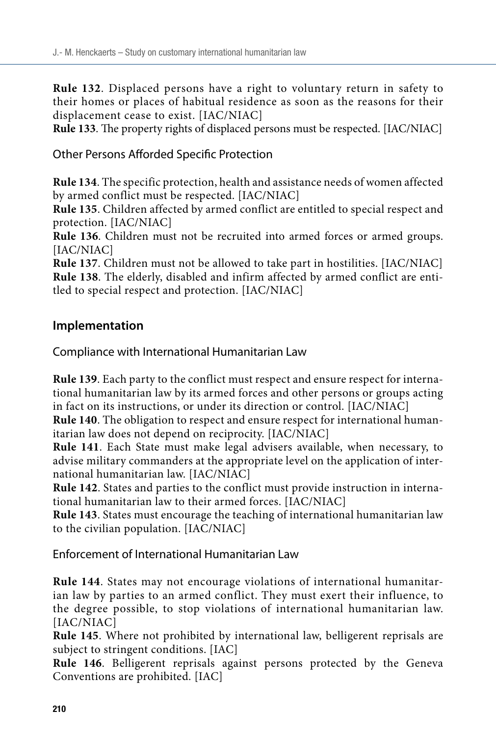**Rule 132**. Displaced persons have a right to voluntary return in safety to their homes or places of habitual residence as soon as the reasons for their displacement cease to exist. [IAC/NIAC]
**Rule 133**. The property rights of displaced persons must be respected. [IAC/NIAC]

### Other Persons Afforded Specific Protection

**Rule 134**. The specific protection, health and assistance needs of women affected by armed conflict must be respected. [IAC/NIAC]
**Rule 135**. Children affected by armed conflict are entitled to special respect and protection. [IAC/NIAC]
**Rule 136**. Children must not be recruited into armed forces or armed groups. [IAC/NIAC]
**Rule 137**. Children must not be allowed to take part in hostilities. [IAC/NIAC]
**Rule 138**. The elderly, disabled and infirm affected by armed conflict are entitled to special respect and protection. [IAC/NIAC]

## Implementation

### Compliance with International Humanitarian Law

**Rule 139**. Each party to the conflict must respect and ensure respect for international humanitarian law by its armed forces and other persons or groups acting in fact on its instructions, or under its direction or control. [IAC/NIAC]
**Rule 140**. The obligation to respect and ensure respect for international humanitarian law does not depend on reciprocity. [IAC/NIAC]
**Rule 141**. Each State must make legal advisers available, when necessary, to advise military commanders at the appropriate level on the application of international humanitarian law. [IAC/NIAC]
**Rule 142**. States and parties to the conflict must provide instruction in international humanitarian law to their armed forces. [IAC/NIAC]
**Rule 143**. States must encourage the teaching of international humanitarian law to the civilian population. [IAC/NIAC]

### Enforcement of International Humanitarian Law

**Rule 144**. States may not encourage violations of international humanitarian law by parties to an armed conflict. They must exert their influence, to the degree possible, to stop violations of international humanitarian law. [IAC/NIAC]
**Rule 145**. Where not prohibited by international law, belligerent reprisals are subject to stringent conditions. [IAC]
**Rule 146**. Belligerent reprisals against persons protected by the Geneva Conventions are prohibited. [IAC]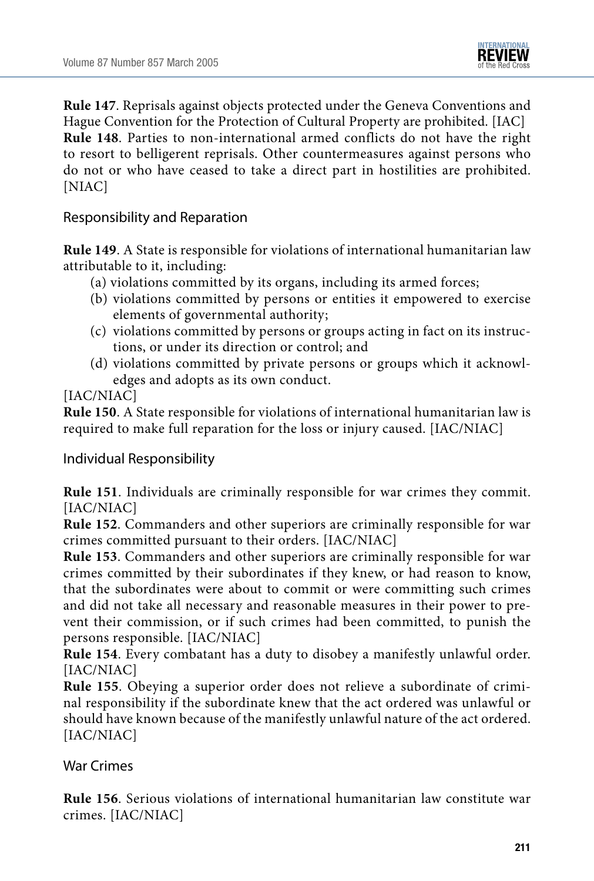**Rule 147**. Reprisals against objects protected under the Geneva Conventions and Hague Convention for the Protection of Cultural Property are prohibited. [IAC]

**Rule 148**. Parties to non-international armed conflicts do not have the right to resort to belligerent reprisals. Other countermeasures against persons who do not or who have ceased to take a direct part in hostilities are prohibited. [NIAC]

### Responsibility and Reparation

**Rule 149**. A State is responsible for violations of international humanitarian law attributable to it, including:

(a) violations committed by its organs, including its armed forces;

(b) violations committed by persons or entities it empowered to exercise elements of governmental authority;

(c) violations committed by persons or groups acting in fact on its instructions, or under its direction or control; and

(d) violations committed by private persons or groups which it acknowledges and adopts as its own conduct.

[IAC/NIAC]

**Rule 150**. A State responsible for violations of international humanitarian law is required to make full reparation for the loss or injury caused. [IAC/NIAC]

### Individual Responsibility

**Rule 151**. Individuals are criminally responsible for war crimes they commit. [IAC/NIAC]

**Rule 152**. Commanders and other superiors are criminally responsible for war crimes committed pursuant to their orders. [IAC/NIAC]

**Rule 153**. Commanders and other superiors are criminally responsible for war crimes committed by their subordinates if they knew, or had reason to know, that the subordinates were about to commit or were committing such crimes and did not take all necessary and reasonable measures in their power to prevent their commission, or if such crimes had been committed, to punish the persons responsible. [IAC/NIAC]

**Rule 154**. Every combatant has a duty to disobey a manifestly unlawful order. [IAC/NIAC]

**Rule 155**. Obeying a superior order does not relieve a subordinate of criminal responsibility if the subordinate knew that the act ordered was unlawful or should have known because of the manifestly unlawful nature of the act ordered. [IAC/NIAC]

### War Crimes

**Rule 156**. Serious violations of international humanitarian law constitute war crimes. [IAC/NIAC]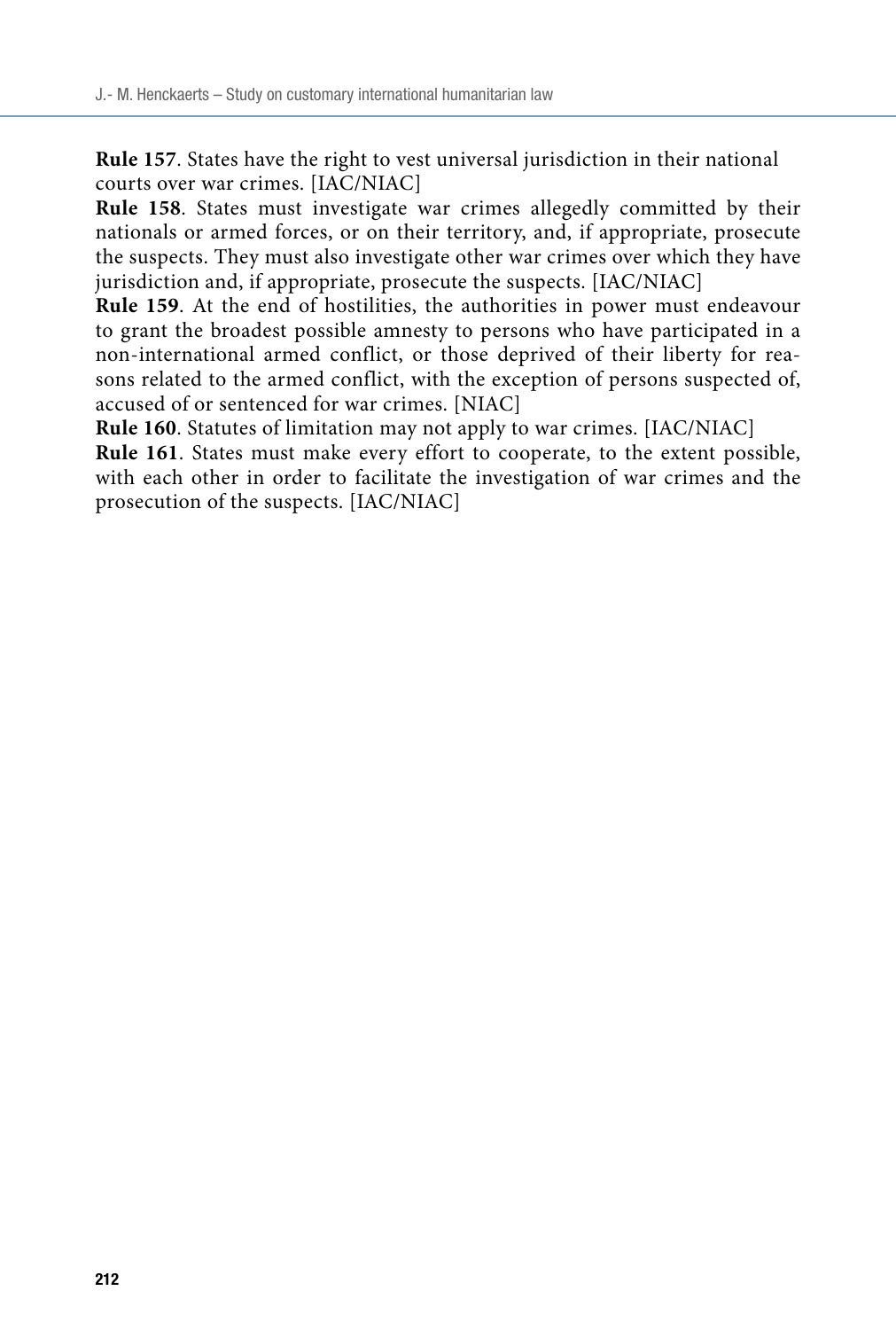**Rule 157**. States have the right to vest universal jurisdiction in their national courts over war crimes. [IAC/NIAC]

**Rule 158**. States must investigate war crimes allegedly committed by their nationals or armed forces, or on their territory, and, if appropriate, prosecute the suspects. They must also investigate other war crimes over which they have jurisdiction and, if appropriate, prosecute the suspects. [IAC/NIAC]

**Rule 159**. At the end of hostilities, the authorities in power must endeavour to grant the broadest possible amnesty to persons who have participated in a non-international armed conflict, or those deprived of their liberty for reasons related to the armed conflict, with the exception of persons suspected of, accused of or sentenced for war crimes. [NIAC]

**Rule 160**. Statutes of limitation may not apply to war crimes. [IAC/NIAC]

**Rule 161**. States must make every effort to cooperate, to the extent possible, with each other in order to facilitate the investigation of war crimes and the prosecution of the suspects. [IAC/NIAC]